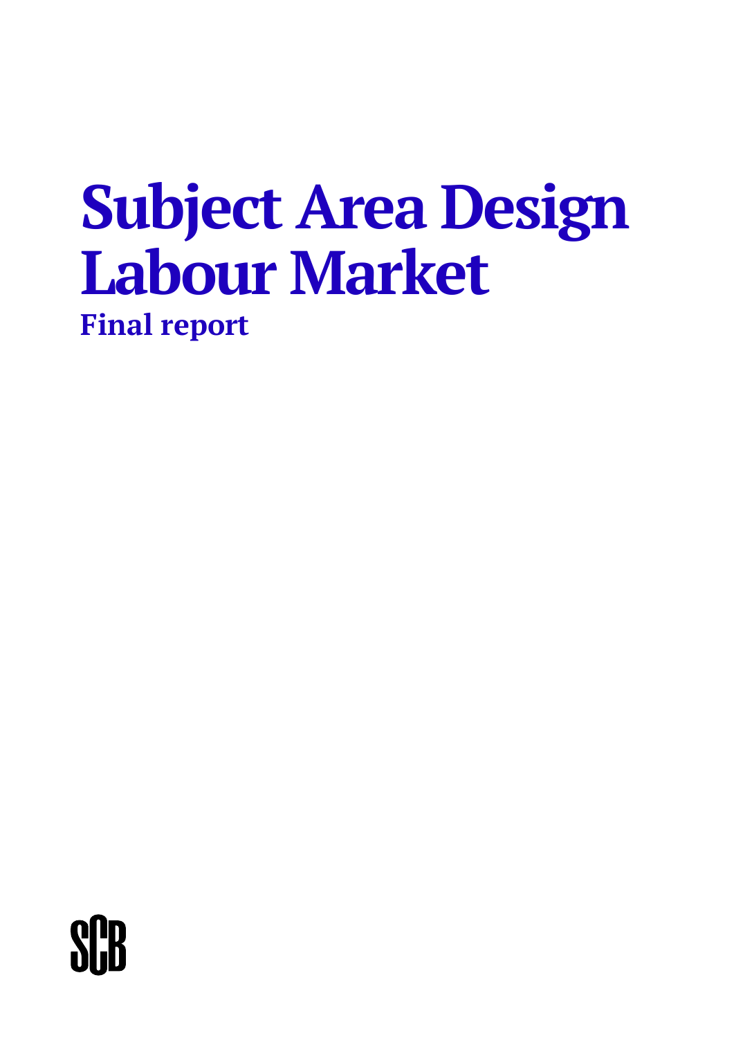# Subject Area Design Labour Market

**Final report**

SCB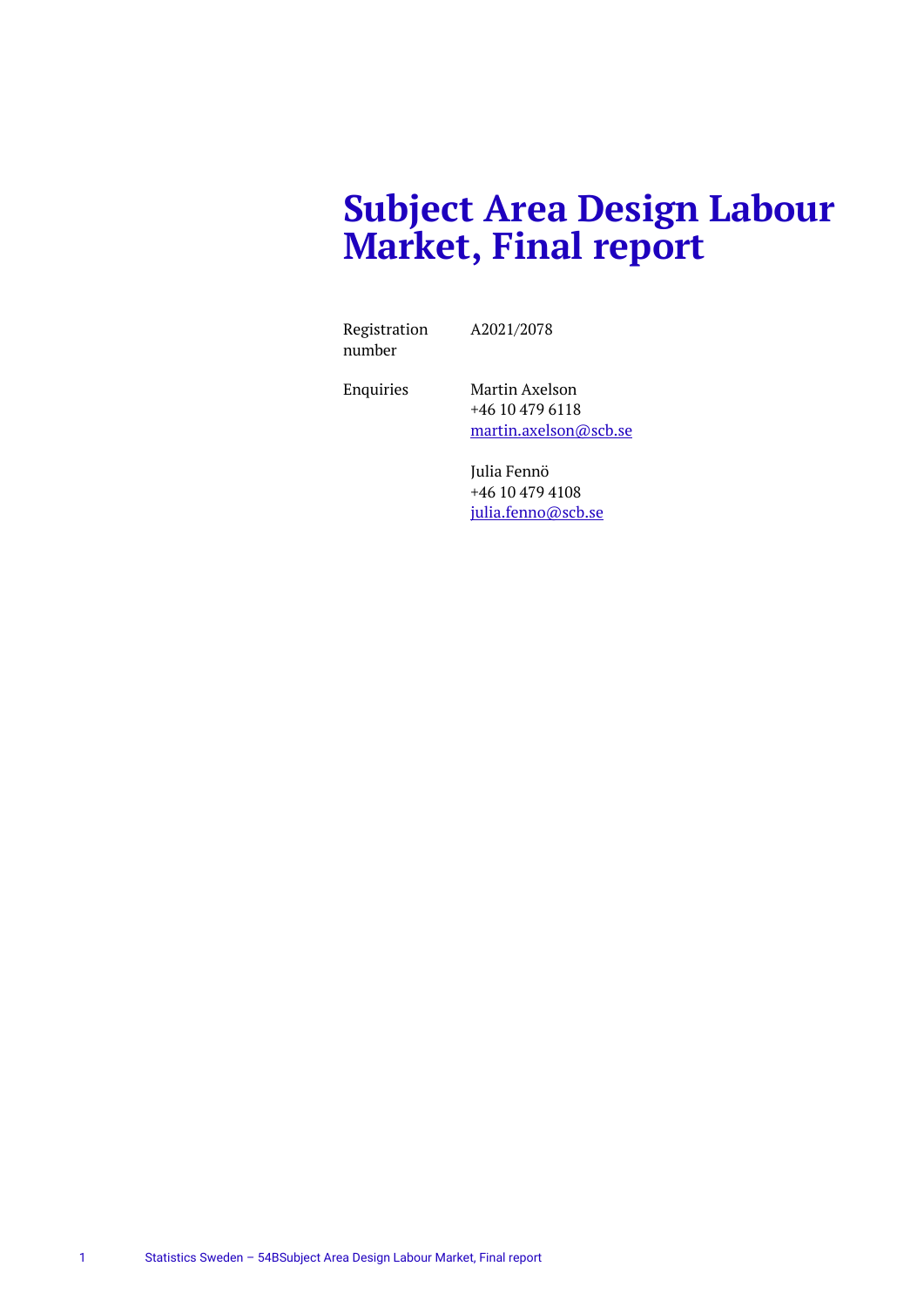# Subject Area Design Labour Market, Final report

| | |
|---|---|
| Registration number | A2021/2078 |
| Enquiries | Martin Axelson<br>+46 10 479 6118<br>martin.axelson@scb.se<br><br>Julia Fennö<br>+46 10 479 4108<br>julia.fenno@scb.se |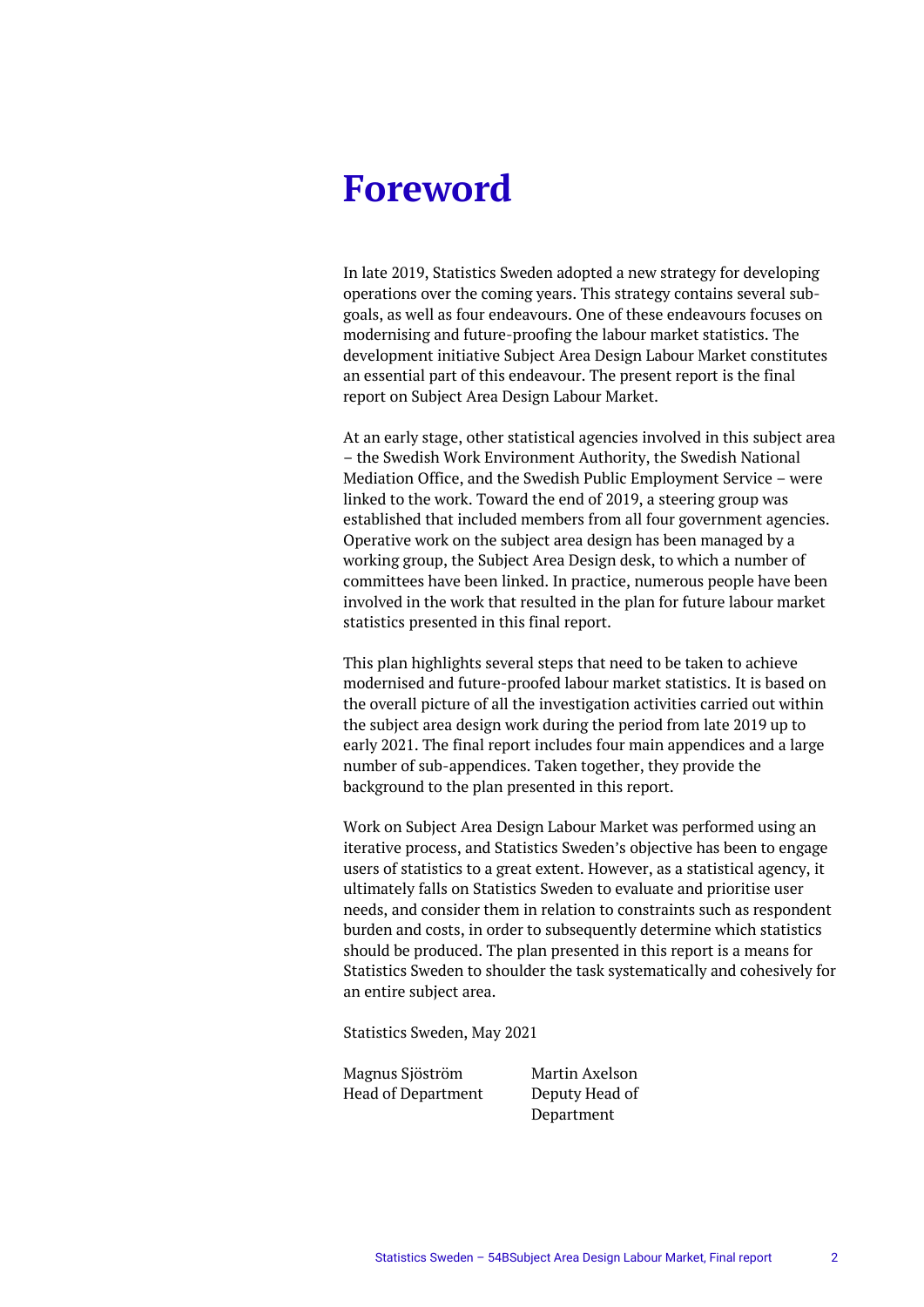# Foreword

In late 2019, Statistics Sweden adopted a new strategy for developing operations over the coming years. This strategy contains several sub-goals, as well as four endeavours. One of these endeavours focuses on modernising and future-proofing the labour market statistics. The development initiative Subject Area Design Labour Market constitutes an essential part of this endeavour. The present report is the final report on Subject Area Design Labour Market.

At an early stage, other statistical agencies involved in this subject area – the Swedish Work Environment Authority, the Swedish National Mediation Office, and the Swedish Public Employment Service – were linked to the work. Toward the end of 2019, a steering group was established that included members from all four government agencies. Operative work on the subject area design has been managed by a working group, the Subject Area Design desk, to which a number of committees have been linked. In practice, numerous people have been involved in the work that resulted in the plan for future labour market statistics presented in this final report.

This plan highlights several steps that need to be taken to achieve modernised and future-proofed labour market statistics. It is based on the overall picture of all the investigation activities carried out within the subject area design work during the period from late 2019 up to early 2021. The final report includes four main appendices and a large number of sub-appendices. Taken together, they provide the background to the plan presented in this report.

Work on Subject Area Design Labour Market was performed using an iterative process, and Statistics Sweden's objective has been to engage users of statistics to a great extent. However, as a statistical agency, it ultimately falls on Statistics Sweden to evaluate and prioritise user needs, and consider them in relation to constraints such as respondent burden and costs, in order to subsequently determine which statistics should be produced. The plan presented in this report is a means for Statistics Sweden to shoulder the task systematically and cohesively for an entire subject area.

Statistics Sweden, May 2021

| Magnus Sjöström | Martin Axelson |
|---|---|
| Head of Department | Deputy Head of Department |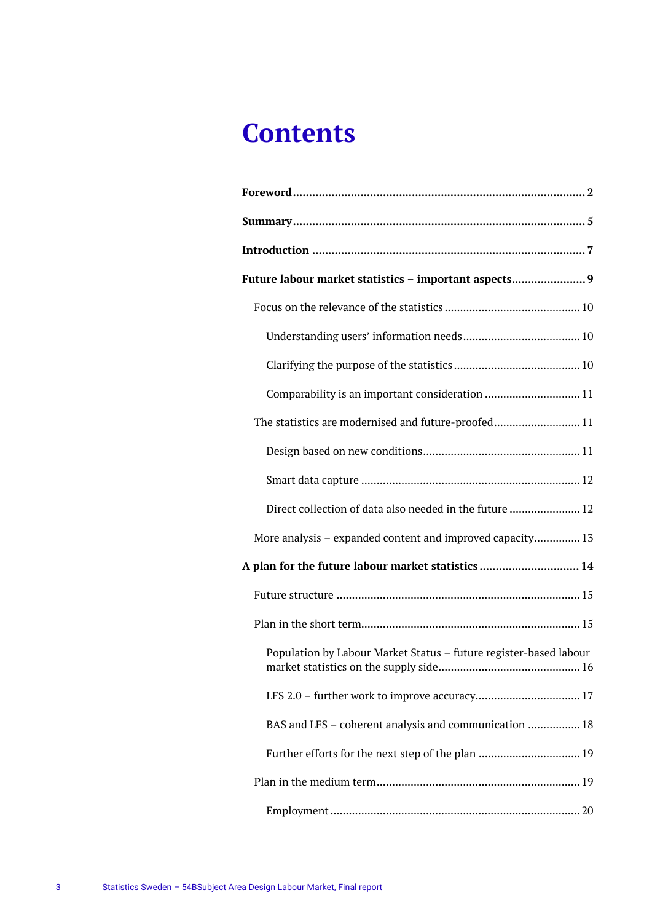# Contents

**Foreword** ... **2**

**Summary** ... **5**

**Introduction** ... **7**

**Future labour market statistics – important aspects** ... **9**

- Focus on the relevance of the statistics ... 10
  - Understanding users' information needs ... 10
  - Clarifying the purpose of the statistics ... 10
  - Comparability is an important consideration ... 11
- The statistics are modernised and future-proofed ... 11
  - Design based on new conditions ... 11
  - Smart data capture ... 12
  - Direct collection of data also needed in the future ... 12
- More analysis – expanded content and improved capacity ... 13

**A plan for the future labour market statistics** ... **14**

- Future structure ... 15
- Plan in the short term ... 15
  - Population by Labour Market Status – future register-based labour market statistics on the supply side ... 16
  - LFS 2.0 – further work to improve accuracy ... 17
  - BAS and LFS – coherent analysis and communication ... 18
  - Further efforts for the next step of the plan ... 19
- Plan in the medium term ... 19
  - Employment ... 20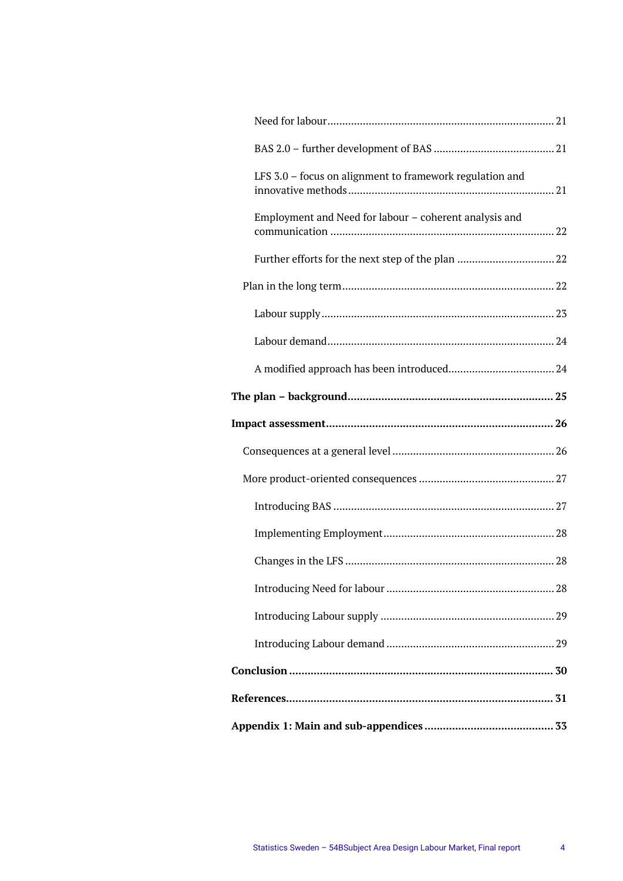Need for labour ........................................................................... 21

BAS 2.0 – further development of BAS ........................................ 21

LFS 3.0 – focus on alignment to framework regulation and innovative methods .................................................................... 21

Employment and Need for labour – coherent analysis and communication .......................................................................... 22

Further efforts for the next step of the plan ................................ 22

Plan in the long term ...................................................................... 22

Labour supply ............................................................................. 23

Labour demand ........................................................................... 24

A modified approach has been introduced................................... 24

**The plan – background .................................................................. 25**

**Impact assessment ......................................................................... 26**

Consequences at a general level ...................................................... 26

More product-oriented consequences ............................................. 27

Introducing BAS .......................................................................... 27

Implementing Employment ........................................................ 28

Changes in the LFS ..................................................................... 28

Introducing Need for labour ....................................................... 28

Introducing Labour supply .......................................................... 29

Introducing Labour demand ....................................................... 29

**Conclusion ..................................................................................... 30**

**References ..................................................................................... 31**

**Appendix 1: Main and sub-appendices .......................................... 33**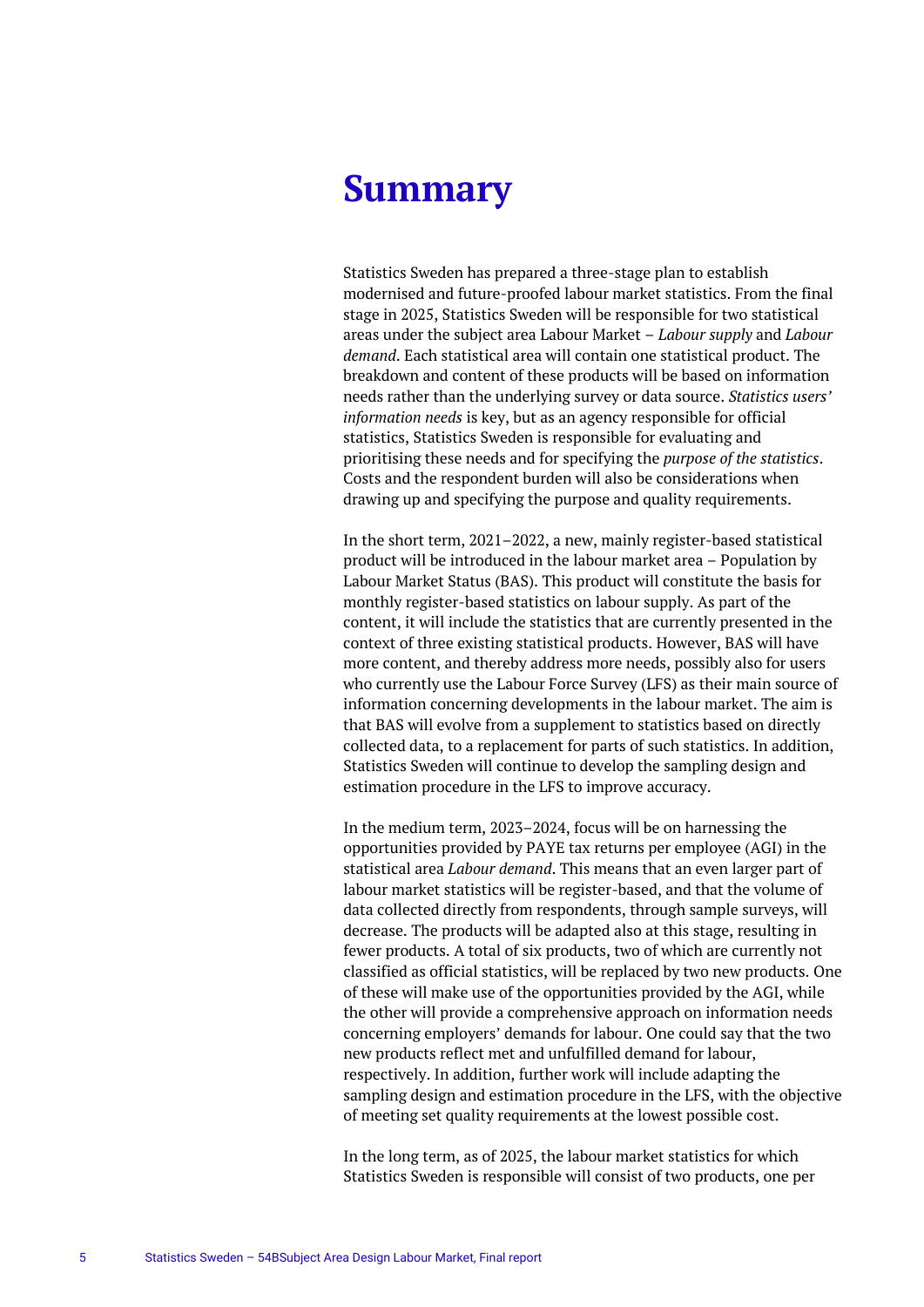# Summary

Statistics Sweden has prepared a three-stage plan to establish modernised and future-proofed labour market statistics. From the final stage in 2025, Statistics Sweden will be responsible for two statistical areas under the subject area Labour Market – *Labour supply* and *Labour demand*. Each statistical area will contain one statistical product. The breakdown and content of these products will be based on information needs rather than the underlying survey or data source. *Statistics users' information needs* is key, but as an agency responsible for official statistics, Statistics Sweden is responsible for evaluating and prioritising these needs and for specifying the *purpose of the statistics*. Costs and the respondent burden will also be considerations when drawing up and specifying the purpose and quality requirements.

In the short term, 2021–2022, a new, mainly register-based statistical product will be introduced in the labour market area – Population by Labour Market Status (BAS). This product will constitute the basis for monthly register-based statistics on labour supply. As part of the content, it will include the statistics that are currently presented in the context of three existing statistical products. However, BAS will have more content, and thereby address more needs, possibly also for users who currently use the Labour Force Survey (LFS) as their main source of information concerning developments in the labour market. The aim is that BAS will evolve from a supplement to statistics based on directly collected data, to a replacement for parts of such statistics. In addition, Statistics Sweden will continue to develop the sampling design and estimation procedure in the LFS to improve accuracy.

In the medium term, 2023–2024, focus will be on harnessing the opportunities provided by PAYE tax returns per employee (AGI) in the statistical area *Labour demand*. This means that an even larger part of labour market statistics will be register-based, and that the volume of data collected directly from respondents, through sample surveys, will decrease. The products will be adapted also at this stage, resulting in fewer products. A total of six products, two of which are currently not classified as official statistics, will be replaced by two new products. One of these will make use of the opportunities provided by the AGI, while the other will provide a comprehensive approach on information needs concerning employers' demands for labour. One could say that the two new products reflect met and unfulfilled demand for labour, respectively. In addition, further work will include adapting the sampling design and estimation procedure in the LFS, with the objective of meeting set quality requirements at the lowest possible cost.

In the long term, as of 2025, the labour market statistics for which Statistics Sweden is responsible will consist of two products, one per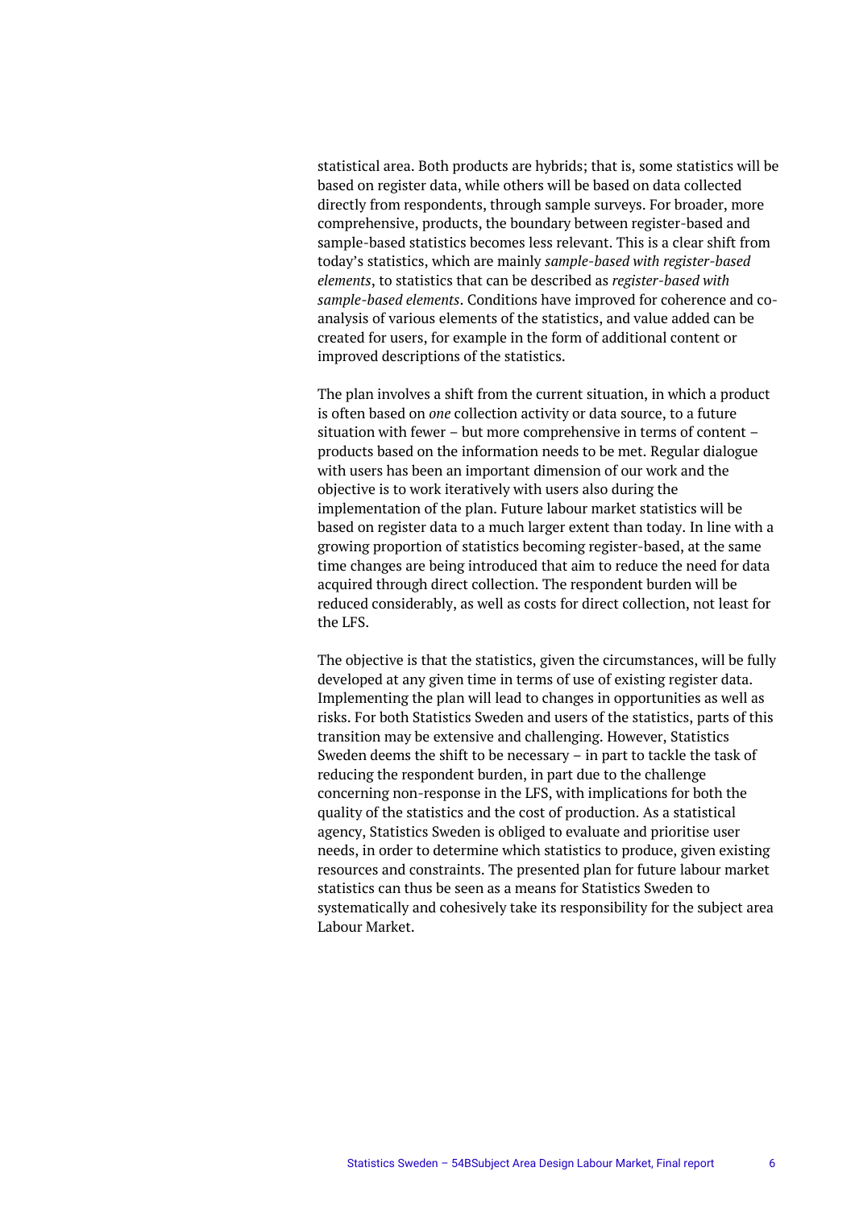statistical area. Both products are hybrids; that is, some statistics will be based on register data, while others will be based on data collected directly from respondents, through sample surveys. For broader, more comprehensive, products, the boundary between register-based and sample-based statistics becomes less relevant. This is a clear shift from today's statistics, which are mainly *sample-based with register-based elements*, to statistics that can be described as *register-based with sample-based elements*. Conditions have improved for coherence and co-analysis of various elements of the statistics, and value added can be created for users, for example in the form of additional content or improved descriptions of the statistics.

The plan involves a shift from the current situation, in which a product is often based on *one* collection activity or data source, to a future situation with fewer – but more comprehensive in terms of content – products based on the information needs to be met. Regular dialogue with users has been an important dimension of our work and the objective is to work iteratively with users also during the implementation of the plan. Future labour market statistics will be based on register data to a much larger extent than today. In line with a growing proportion of statistics becoming register-based, at the same time changes are being introduced that aim to reduce the need for data acquired through direct collection. The respondent burden will be reduced considerably, as well as costs for direct collection, not least for the LFS.

The objective is that the statistics, given the circumstances, will be fully developed at any given time in terms of use of existing register data. Implementing the plan will lead to changes in opportunities as well as risks. For both Statistics Sweden and users of the statistics, parts of this transition may be extensive and challenging. However, Statistics Sweden deems the shift to be necessary – in part to tackle the task of reducing the respondent burden, in part due to the challenge concerning non-response in the LFS, with implications for both the quality of the statistics and the cost of production. As a statistical agency, Statistics Sweden is obliged to evaluate and prioritise user needs, in order to determine which statistics to produce, given existing resources and constraints. The presented plan for future labour market statistics can thus be seen as a means for Statistics Sweden to systematically and cohesively take its responsibility for the subject area Labour Market.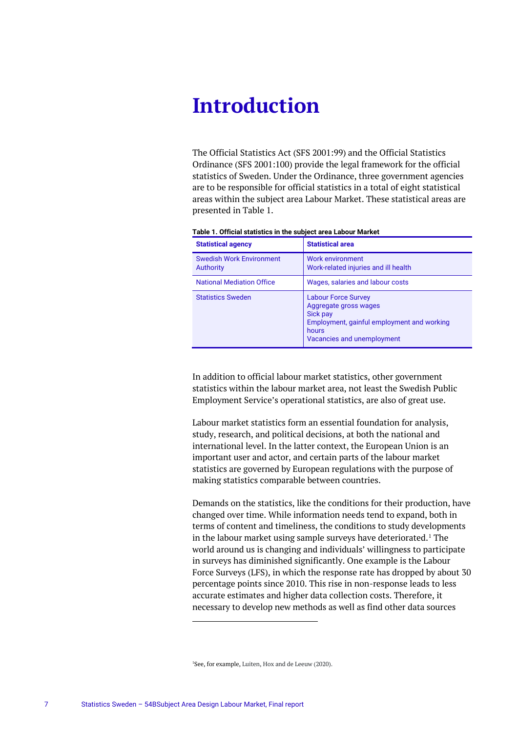# Introduction

The Official Statistics Act (SFS 2001:99) and the Official Statistics Ordinance (SFS 2001:100) provide the legal framework for the official statistics of Sweden. Under the Ordinance, three government agencies are to be responsible for official statistics in a total of eight statistical areas within the subject area Labour Market. These statistical areas are presented in Table 1.

**Table 1. Official statistics in the subject area Labour Market**

| Statistical agency | Statistical area |
|---|---|
| Swedish Work Environment Authority | Work environment<br>Work-related injuries and ill health |
| National Mediation Office | Wages, salaries and labour costs |
| Statistics Sweden | Labour Force Survey<br>Aggregate gross wages<br>Sick pay<br>Employment, gainful employment and working hours<br>Vacancies and unemployment |

In addition to official labour market statistics, other government statistics within the labour market area, not least the Swedish Public Employment Service's operational statistics, are also of great use.

Labour market statistics form an essential foundation for analysis, study, research, and political decisions, at both the national and international level. In the latter context, the European Union is an important user and actor, and certain parts of the labour market statistics are governed by European regulations with the purpose of making statistics comparable between countries.

Demands on the statistics, like the conditions for their production, have changed over time. While information needs tend to expand, both in terms of content and timeliness, the conditions to study developments in the labour market using sample surveys have deteriorated.[1] The world around us is changing and individuals' willingness to participate in surveys has diminished significantly. One example is the Labour Force Surveys (LFS), in which the response rate has dropped by about 30 percentage points since 2010. This rise in non-response leads to less accurate estimates and higher data collection costs. Therefore, it necessary to develop new methods as well as find other data sources

[1] See, for example, Luiten, Hox and de Leeuw (2020).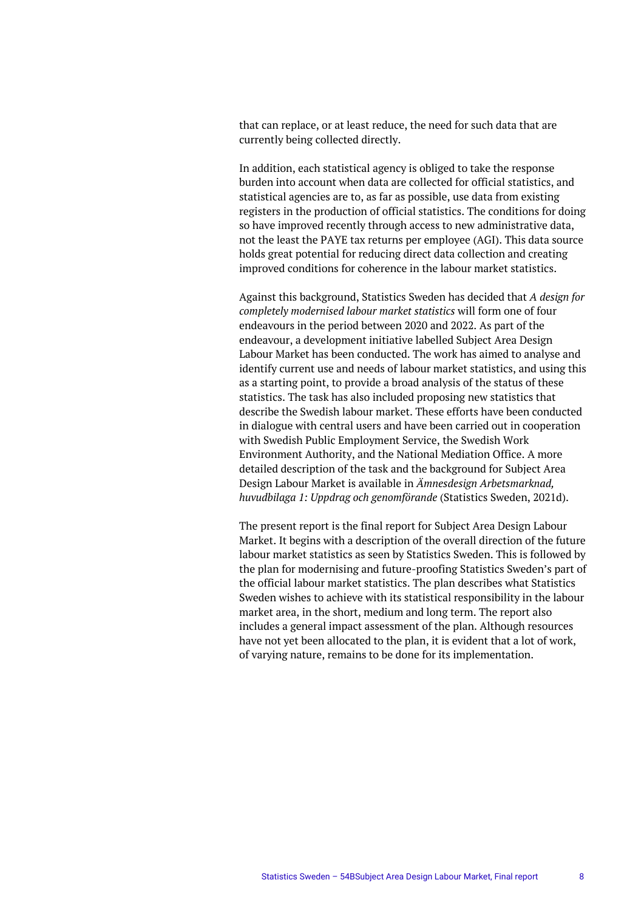that can replace, or at least reduce, the need for such data that are currently being collected directly.

In addition, each statistical agency is obliged to take the response burden into account when data are collected for official statistics, and statistical agencies are to, as far as possible, use data from existing registers in the production of official statistics. The conditions for doing so have improved recently through access to new administrative data, not the least the PAYE tax returns per employee (AGI). This data source holds great potential for reducing direct data collection and creating improved conditions for coherence in the labour market statistics.

Against this background, Statistics Sweden has decided that *A design for completely modernised labour market statistics* will form one of four endeavours in the period between 2020 and 2022. As part of the endeavour, a development initiative labelled Subject Area Design Labour Market has been conducted. The work has aimed to analyse and identify current use and needs of labour market statistics, and using this as a starting point, to provide a broad analysis of the status of these statistics. The task has also included proposing new statistics that describe the Swedish labour market. These efforts have been conducted in dialogue with central users and have been carried out in cooperation with Swedish Public Employment Service, the Swedish Work Environment Authority, and the National Mediation Office. A more detailed description of the task and the background for Subject Area Design Labour Market is available in *Ämnesdesign Arbetsmarknad, huvudbilaga 1: Uppdrag och genomförande* (Statistics Sweden, 2021d).

The present report is the final report for Subject Area Design Labour Market. It begins with a description of the overall direction of the future labour market statistics as seen by Statistics Sweden. This is followed by the plan for modernising and future-proofing Statistics Sweden's part of the official labour market statistics. The plan describes what Statistics Sweden wishes to achieve with its statistical responsibility in the labour market area, in the short, medium and long term. The report also includes a general impact assessment of the plan. Although resources have not yet been allocated to the plan, it is evident that a lot of work, of varying nature, remains to be done for its implementation.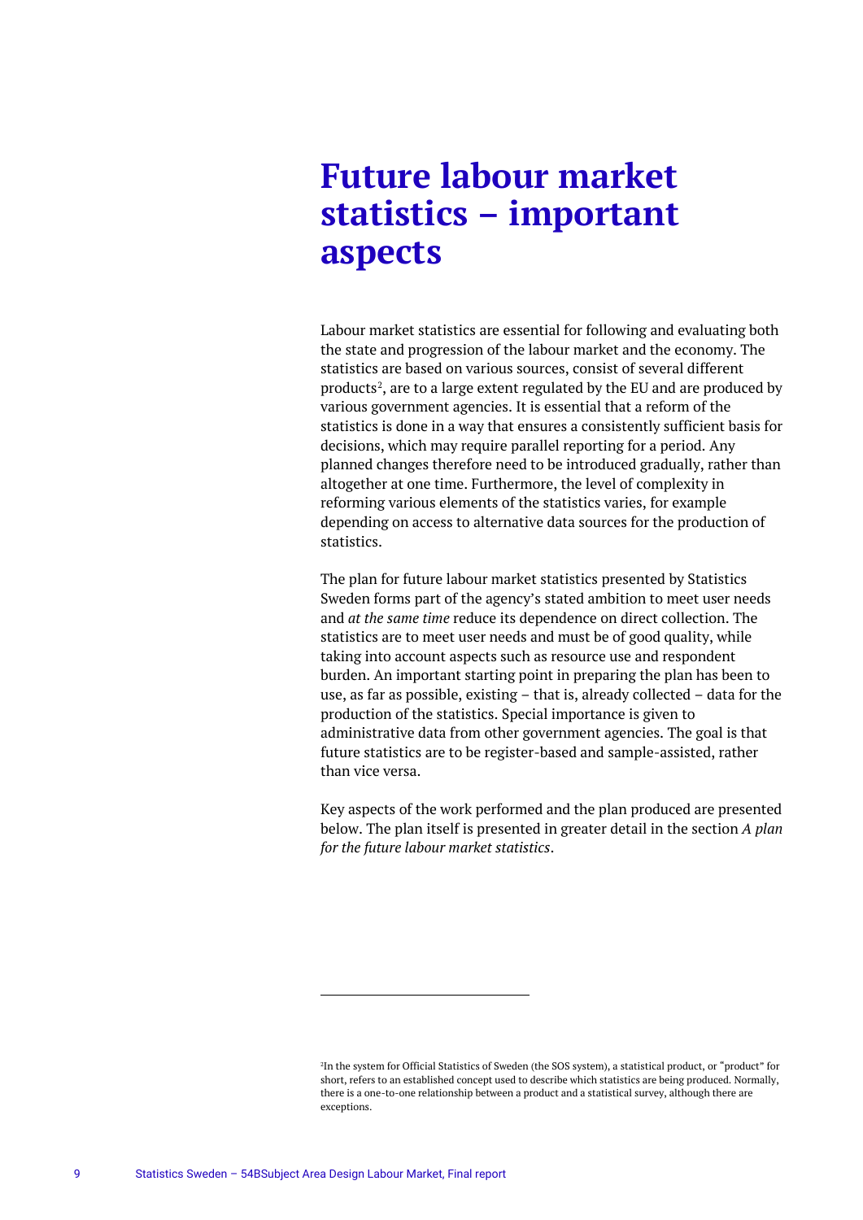# Future labour market statistics – important aspects

Labour market statistics are essential for following and evaluating both the state and progression of the labour market and the economy. The statistics are based on various sources, consist of several different products[2], are to a large extent regulated by the EU and are produced by various government agencies. It is essential that a reform of the statistics is done in a way that ensures a consistently sufficient basis for decisions, which may require parallel reporting for a period. Any planned changes therefore need to be introduced gradually, rather than altogether at one time. Furthermore, the level of complexity in reforming various elements of the statistics varies, for example depending on access to alternative data sources for the production of statistics.

The plan for future labour market statistics presented by Statistics Sweden forms part of the agency's stated ambition to meet user needs and *at the same time* reduce its dependence on direct collection. The statistics are to meet user needs and must be of good quality, while taking into account aspects such as resource use and respondent burden. An important starting point in preparing the plan has been to use, as far as possible, existing – that is, already collected – data for the production of the statistics. Special importance is given to administrative data from other government agencies. The goal is that future statistics are to be register-based and sample-assisted, rather than vice versa.

Key aspects of the work performed and the plan produced are presented below. The plan itself is presented in greater detail in the section *A plan for the future labour market statistics*.

---

[2] In the system for Official Statistics of Sweden (the SOS system), a statistical product, or "product" for short, refers to an established concept used to describe which statistics are being produced. Normally, there is a one-to-one relationship between a product and a statistical survey, although there are exceptions.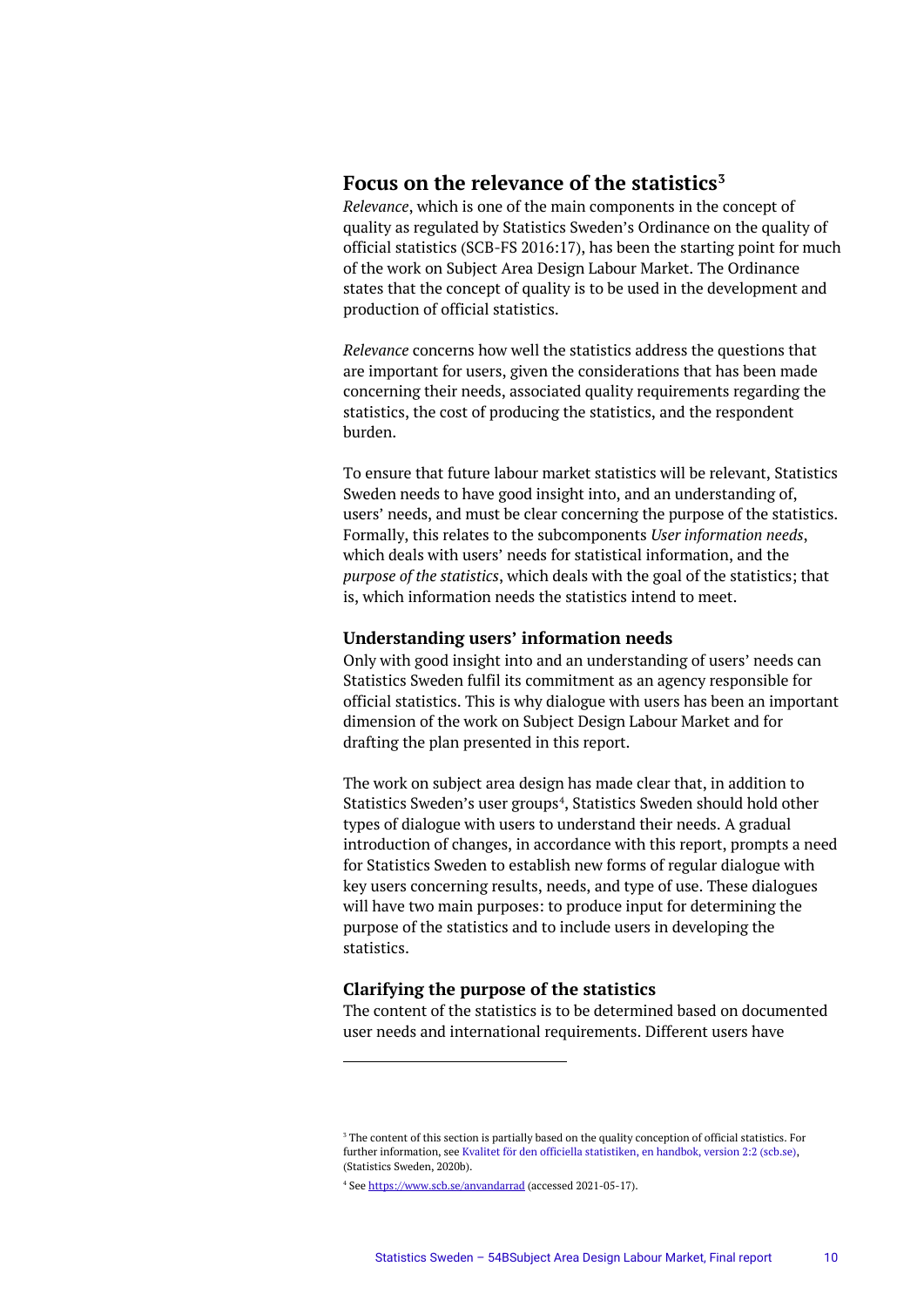## Focus on the relevance of the statistics[3]

*Relevance*, which is one of the main components in the concept of quality as regulated by Statistics Sweden's Ordinance on the quality of official statistics (SCB-FS 2016:17), has been the starting point for much of the work on Subject Area Design Labour Market. The Ordinance states that the concept of quality is to be used in the development and production of official statistics.

*Relevance* concerns how well the statistics address the questions that are important for users, given the considerations that has been made concerning their needs, associated quality requirements regarding the statistics, the cost of producing the statistics, and the respondent burden.

To ensure that future labour market statistics will be relevant, Statistics Sweden needs to have good insight into, and an understanding of, users' needs, and must be clear concerning the purpose of the statistics. Formally, this relates to the subcomponents *User information needs*, which deals with users' needs for statistical information, and the *purpose of the statistics*, which deals with the goal of the statistics; that is, which information needs the statistics intend to meet.

### Understanding users' information needs

Only with good insight into and an understanding of users' needs can Statistics Sweden fulfil its commitment as an agency responsible for official statistics. This is why dialogue with users has been an important dimension of the work on Subject Design Labour Market and for drafting the plan presented in this report.

The work on subject area design has made clear that, in addition to Statistics Sweden's user groups[4], Statistics Sweden should hold other types of dialogue with users to understand their needs. A gradual introduction of changes, in accordance with this report, prompts a need for Statistics Sweden to establish new forms of regular dialogue with key users concerning results, needs, and type of use. These dialogues will have two main purposes: to produce input for determining the purpose of the statistics and to include users in developing the statistics.

### Clarifying the purpose of the statistics

The content of the statistics is to be determined based on documented user needs and international requirements. Different users have

---

[3] The content of this section is partially based on the quality conception of official statistics. For further information, see Kvalitet för den officiella statistiken, en handbok, version 2:2 (scb.se), (Statistics Sweden, 2020b).

[4] See https://www.scb.se/anvandarrad (accessed 2021-05-17).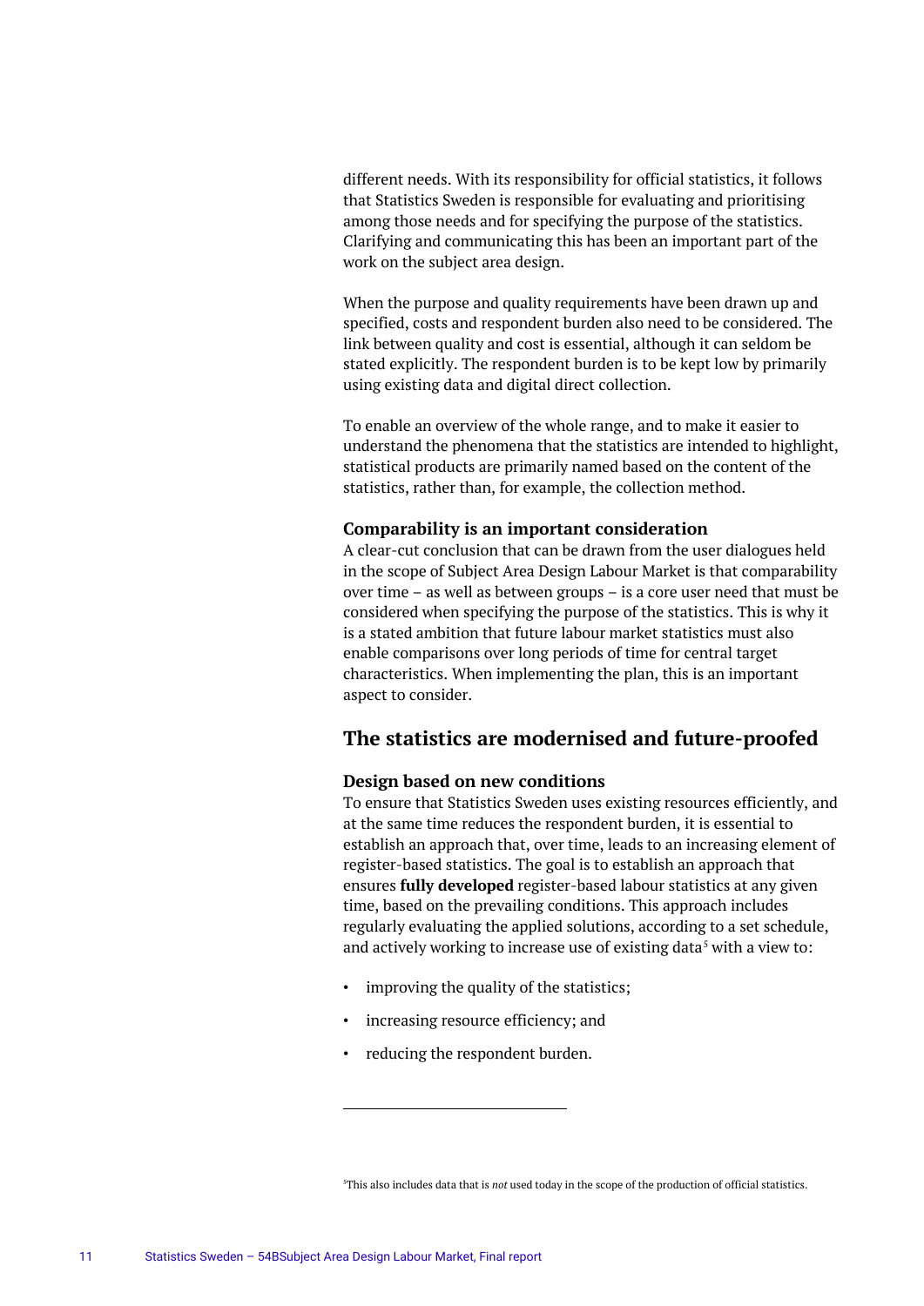different needs. With its responsibility for official statistics, it follows that Statistics Sweden is responsible for evaluating and prioritising among those needs and for specifying the purpose of the statistics. Clarifying and communicating this has been an important part of the work on the subject area design.

When the purpose and quality requirements have been drawn up and specified, costs and respondent burden also need to be considered. The link between quality and cost is essential, although it can seldom be stated explicitly. The respondent burden is to be kept low by primarily using existing data and digital direct collection.

To enable an overview of the whole range, and to make it easier to understand the phenomena that the statistics are intended to highlight, statistical products are primarily named based on the content of the statistics, rather than, for example, the collection method.

### Comparability is an important consideration

A clear-cut conclusion that can be drawn from the user dialogues held in the scope of Subject Area Design Labour Market is that comparability over time – as well as between groups – is a core user need that must be considered when specifying the purpose of the statistics. This is why it is a stated ambition that future labour market statistics must also enable comparisons over long periods of time for central target characteristics. When implementing the plan, this is an important aspect to consider.

## The statistics are modernised and future-proofed

### Design based on new conditions

To ensure that Statistics Sweden uses existing resources efficiently, and at the same time reduces the respondent burden, it is essential to establish an approach that, over time, leads to an increasing element of register-based statistics. The goal is to establish an approach that ensures **fully developed** register-based labour statistics at any given time, based on the prevailing conditions. This approach includes regularly evaluating the applied solutions, according to a set schedule, and actively working to increase use of existing data[5] with a view to:

- improving the quality of the statistics;
- increasing resource efficiency; and
- reducing the respondent burden.

[5] This also includes data that is *not* used today in the scope of the production of official statistics.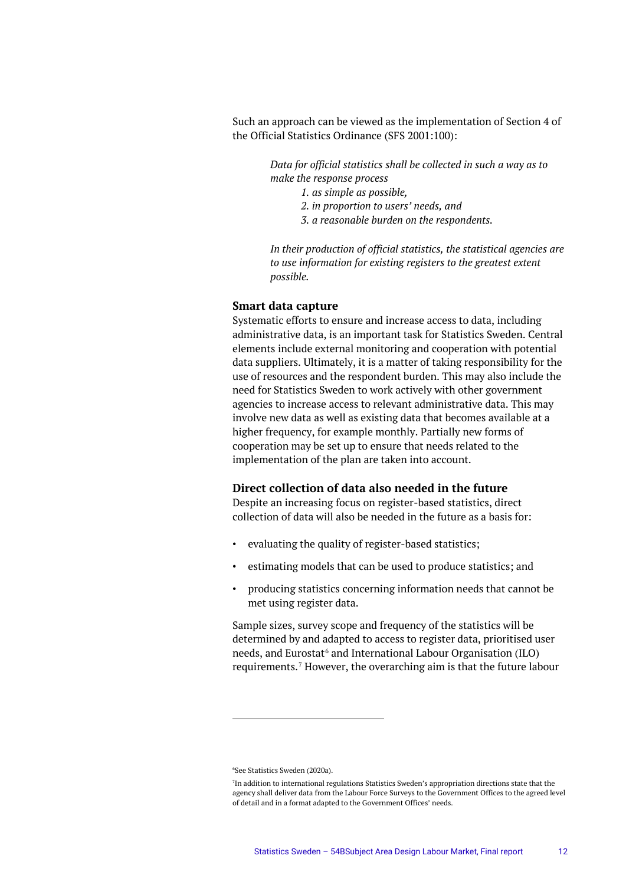Such an approach can be viewed as the implementation of Section 4 of the Official Statistics Ordinance (SFS 2001:100):

> *Data for official statistics shall be collected in such a way as to make the response process*
>
> *1. as simple as possible,*
> *2. in proportion to users' needs, and*
> *3. a reasonable burden on the respondents.*
>
> *In their production of official statistics, the statistical agencies are to use information for existing registers to the greatest extent possible.*

**Smart data capture**

Systematic efforts to ensure and increase access to data, including administrative data, is an important task for Statistics Sweden. Central elements include external monitoring and cooperation with potential data suppliers. Ultimately, it is a matter of taking responsibility for the use of resources and the respondent burden. This may also include the need for Statistics Sweden to work actively with other government agencies to increase access to relevant administrative data. This may involve new data as well as existing data that becomes available at a higher frequency, for example monthly. Partially new forms of cooperation may be set up to ensure that needs related to the implementation of the plan are taken into account.

**Direct collection of data also needed in the future**

Despite an increasing focus on register-based statistics, direct collection of data will also be needed in the future as a basis for:

- evaluating the quality of register-based statistics;
- estimating models that can be used to produce statistics; and
- producing statistics concerning information needs that cannot be met using register data.

Sample sizes, survey scope and frequency of the statistics will be determined by and adapted to access to register data, prioritised user needs, and Eurostat[6] and International Labour Organisation (ILO) requirements.[7] However, the overarching aim is that the future labour

[6] See Statistics Sweden (2020a).

[7] In addition to international regulations Statistics Sweden's appropriation directions state that the agency shall deliver data from the Labour Force Surveys to the Government Offices to the agreed level of detail and in a format adapted to the Government Offices' needs.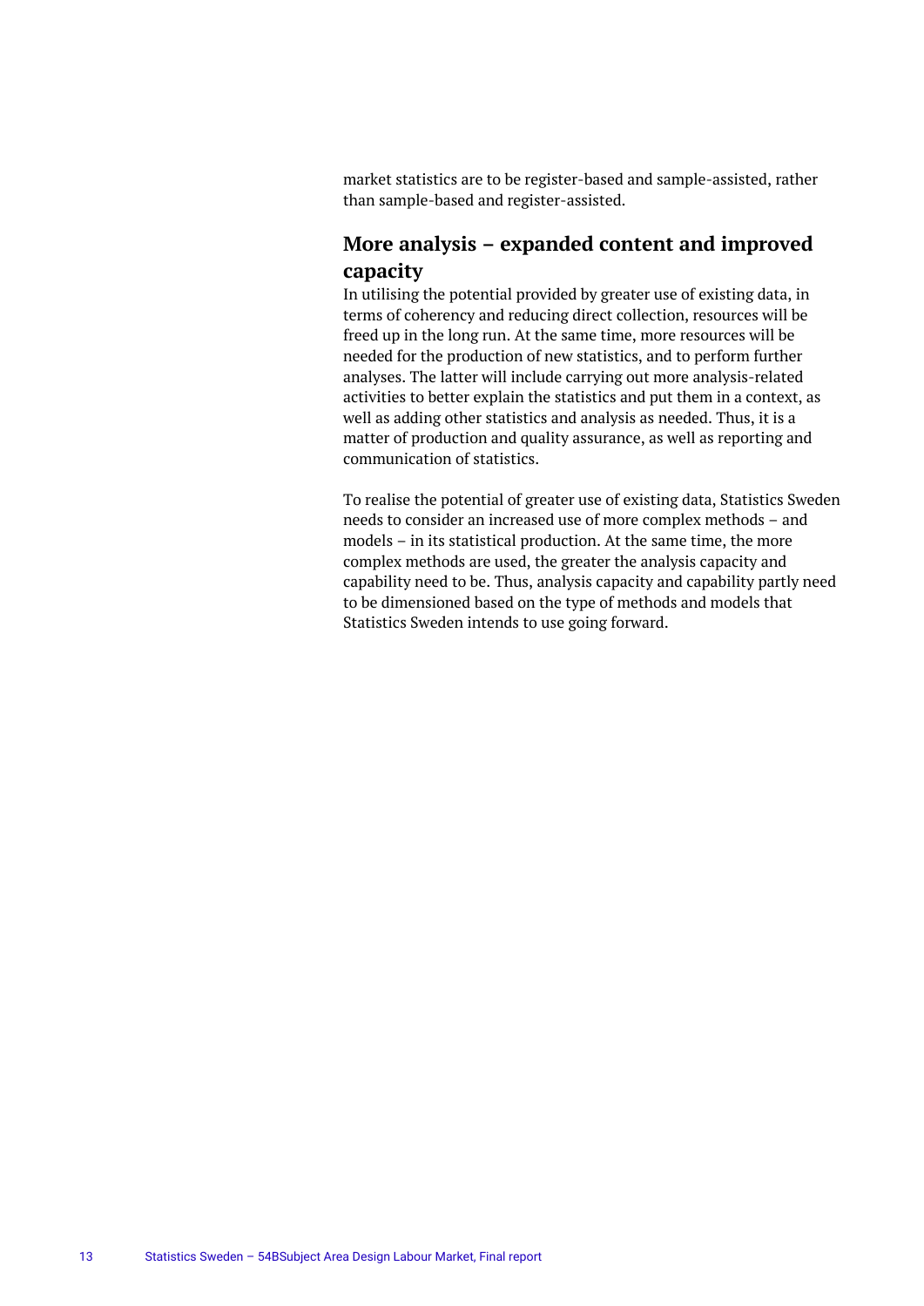market statistics are to be register-based and sample-assisted, rather than sample-based and register-assisted.

## More analysis – expanded content and improved capacity

In utilising the potential provided by greater use of existing data, in terms of coherency and reducing direct collection, resources will be freed up in the long run. At the same time, more resources will be needed for the production of new statistics, and to perform further analyses. The latter will include carrying out more analysis-related activities to better explain the statistics and put them in a context, as well as adding other statistics and analysis as needed. Thus, it is a matter of production and quality assurance, as well as reporting and communication of statistics.

To realise the potential of greater use of existing data, Statistics Sweden needs to consider an increased use of more complex methods – and models – in its statistical production. At the same time, the more complex methods are used, the greater the analysis capacity and capability need to be. Thus, analysis capacity and capability partly need to be dimensioned based on the type of methods and models that Statistics Sweden intends to use going forward.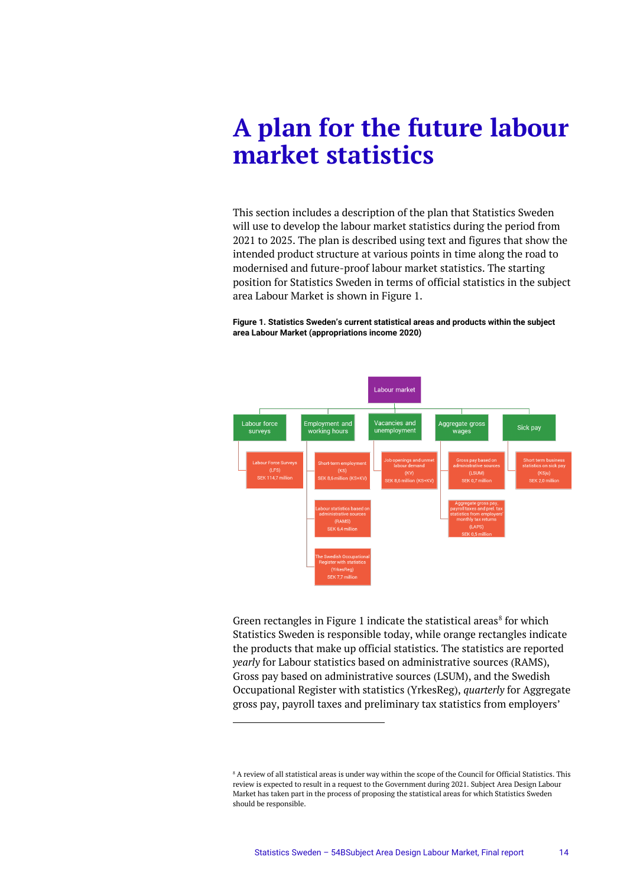# A plan for the future labour market statistics

This section includes a description of the plan that Statistics Sweden will use to develop the labour market statistics during the period from 2021 to 2025. The plan is described using text and figures that show the intended product structure at various points in time along the road to modernised and future-proof labour market statistics. The starting position for Statistics Sweden in terms of official statistics in the subject area Labour Market is shown in Figure 1.

**Figure 1. Statistics Sweden's current statistical areas and products within the subject area Labour Market (appropriations income 2020)**

- Labour market
  - Labour force surveys
    - Labour Force Surveys (LFS) SEK 114,7 million
  - Employment and working hours
    - Short-term employment (KS) SEK 8,6 million (KS+KV)
    - Labour statistics based on administrative sources (RAMS) SEK 6,4 million
    - The Swedish Occupational Register with statistics (YrkesReg) SEK 7,7 million
  - Vacancies and unemployment
    - Job openings and unmet labour demand (KV) SEK 8,6 million (KS+KV)
  - Aggregate gross wages
    - Gross pay based on administrative sources (LSUM) SEK 0,7 million
    - Aggregate gross pay, payroll taxes and prel. tax statistics from employers' monthly tax returns (LAPS) SEK 0,5 million
  - Sick pay
    - Short term business statistics on sick pay (KSju) SEK 2,0 million

Green rectangles in Figure 1 indicate the statistical areas[8] for which Statistics Sweden is responsible today, while orange rectangles indicate the products that make up official statistics. The statistics are reported *yearly* for Labour statistics based on administrative sources (RAMS), Gross pay based on administrative sources (LSUM), and the Swedish Occupational Register with statistics (YrkesReg), *quarterly* for Aggregate gross pay, payroll taxes and preliminary tax statistics from employers'

---

[8] A review of all statistical areas is under way within the scope of the Council for Official Statistics. This review is expected to result in a request to the Government during 2021. Subject Area Design Labour Market has taken part in the process of proposing the statistical areas for which Statistics Sweden should be responsible.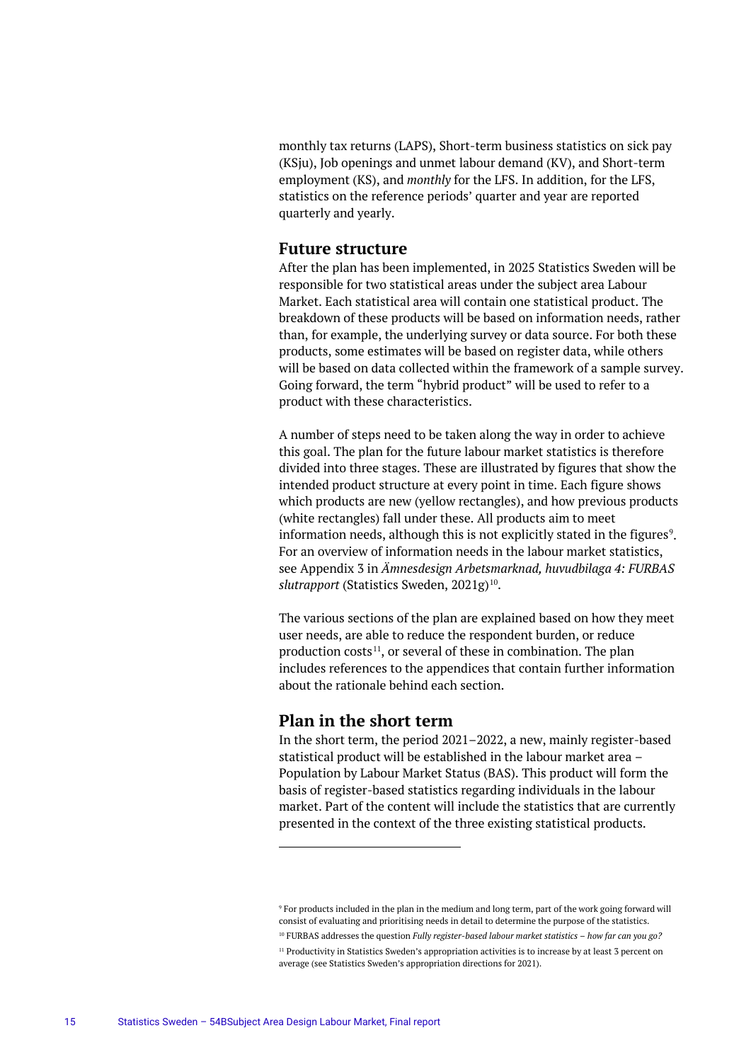monthly tax returns (LAPS), Short-term business statistics on sick pay (KSju), Job openings and unmet labour demand (KV), and Short-term employment (KS), and *monthly* for the LFS. In addition, for the LFS, statistics on the reference periods' quarter and year are reported quarterly and yearly.

## Future structure

After the plan has been implemented, in 2025 Statistics Sweden will be responsible for two statistical areas under the subject area Labour Market. Each statistical area will contain one statistical product. The breakdown of these products will be based on information needs, rather than, for example, the underlying survey or data source. For both these products, some estimates will be based on register data, while others will be based on data collected within the framework of a sample survey. Going forward, the term "hybrid product" will be used to refer to a product with these characteristics.

A number of steps need to be taken along the way in order to achieve this goal. The plan for the future labour market statistics is therefore divided into three stages. These are illustrated by figures that show the intended product structure at every point in time. Each figure shows which products are new (yellow rectangles), and how previous products (white rectangles) fall under these. All products aim to meet information needs, although this is not explicitly stated in the figures[9]. For an overview of information needs in the labour market statistics, see Appendix 3 in *Ämnesdesign Arbetsmarknad, huvudbilaga 4: FURBAS slutrapport* (Statistics Sweden, 2021g)[10].

The various sections of the plan are explained based on how they meet user needs, are able to reduce the respondent burden, or reduce production costs[11], or several of these in combination. The plan includes references to the appendices that contain further information about the rationale behind each section.

## Plan in the short term

In the short term, the period 2021–2022, a new, mainly register-based statistical product will be established in the labour market area – Population by Labour Market Status (BAS). This product will form the basis of register-based statistics regarding individuals in the labour market. Part of the content will include the statistics that are currently presented in the context of the three existing statistical products.

---

[9] For products included in the plan in the medium and long term, part of the work going forward will consist of evaluating and prioritising needs in detail to determine the purpose of the statistics.

[10] FURBAS addresses the question *Fully register-based labour market statistics – how far can you go?*

[11] Productivity in Statistics Sweden's appropriation activities is to increase by at least 3 percent on average (see Statistics Sweden's appropriation directions for 2021).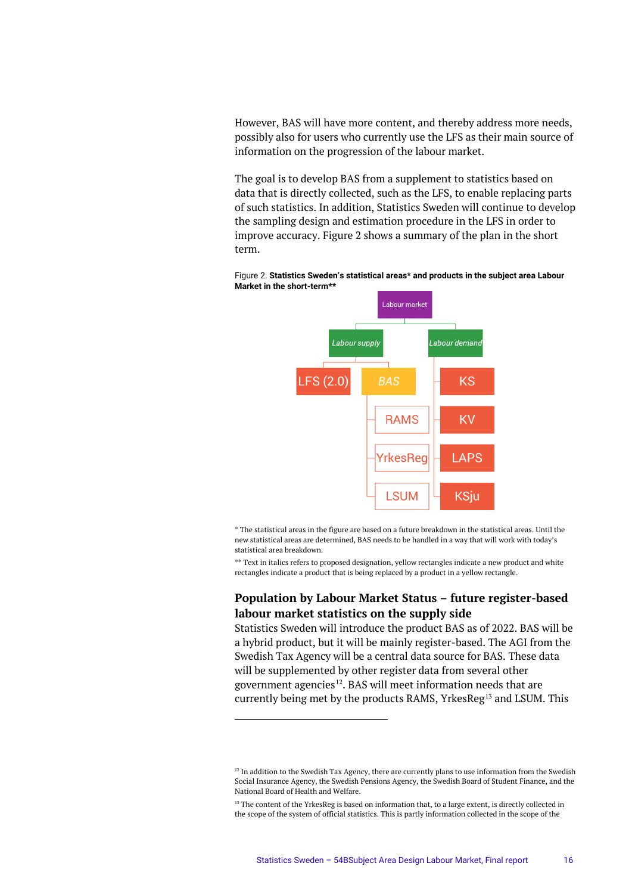However, BAS will have more content, and thereby address more needs, possibly also for users who currently use the LFS as their main source of information on the progression of the labour market.

The goal is to develop BAS from a supplement to statistics based on data that is directly collected, such as the LFS, to enable replacing parts of such statistics. In addition, Statistics Sweden will continue to develop the sampling design and estimation procedure in the LFS in order to improve accuracy. Figure 2 shows a summary of the plan in the short term.

Figure 2. **Statistics Sweden's statistical areas* and products in the subject area Labour Market in the short-term****

Labour market

*Labour supply*
- LFS (2.0)
- *BAS*
  - RAMS
  - YrkesReg
  - LSUM

*Labour demand*
- KS
- KV
- LAPS
- KSju

* The statistical areas in the figure are based on a future breakdown in the statistical areas. Until the new statistical areas are determined, BAS needs to be handled in a way that will work with today's statistical area breakdown.

** Text in italics refers to proposed designation, yellow rectangles indicate a new product and white rectangles indicate a product that is being replaced by a product in a yellow rectangle.

## Population by Labour Market Status – future register-based labour market statistics on the supply side

Statistics Sweden will introduce the product BAS as of 2022. BAS will be a hybrid product, but it will be mainly register-based. The AGI from the Swedish Tax Agency will be a central data source for BAS. These data will be supplemented by other register data from several other government agencies[12]. BAS will meet information needs that are currently being met by the products RAMS, YrkesReg[13] and LSUM. This

[12] In addition to the Swedish Tax Agency, there are currently plans to use information from the Swedish Social Insurance Agency, the Swedish Pensions Agency, the Swedish Board of Student Finance, and the National Board of Health and Welfare.

[13] The content of the YrkesReg is based on information that, to a large extent, is directly collected in the scope of the system of official statistics. This is partly information collected in the scope of the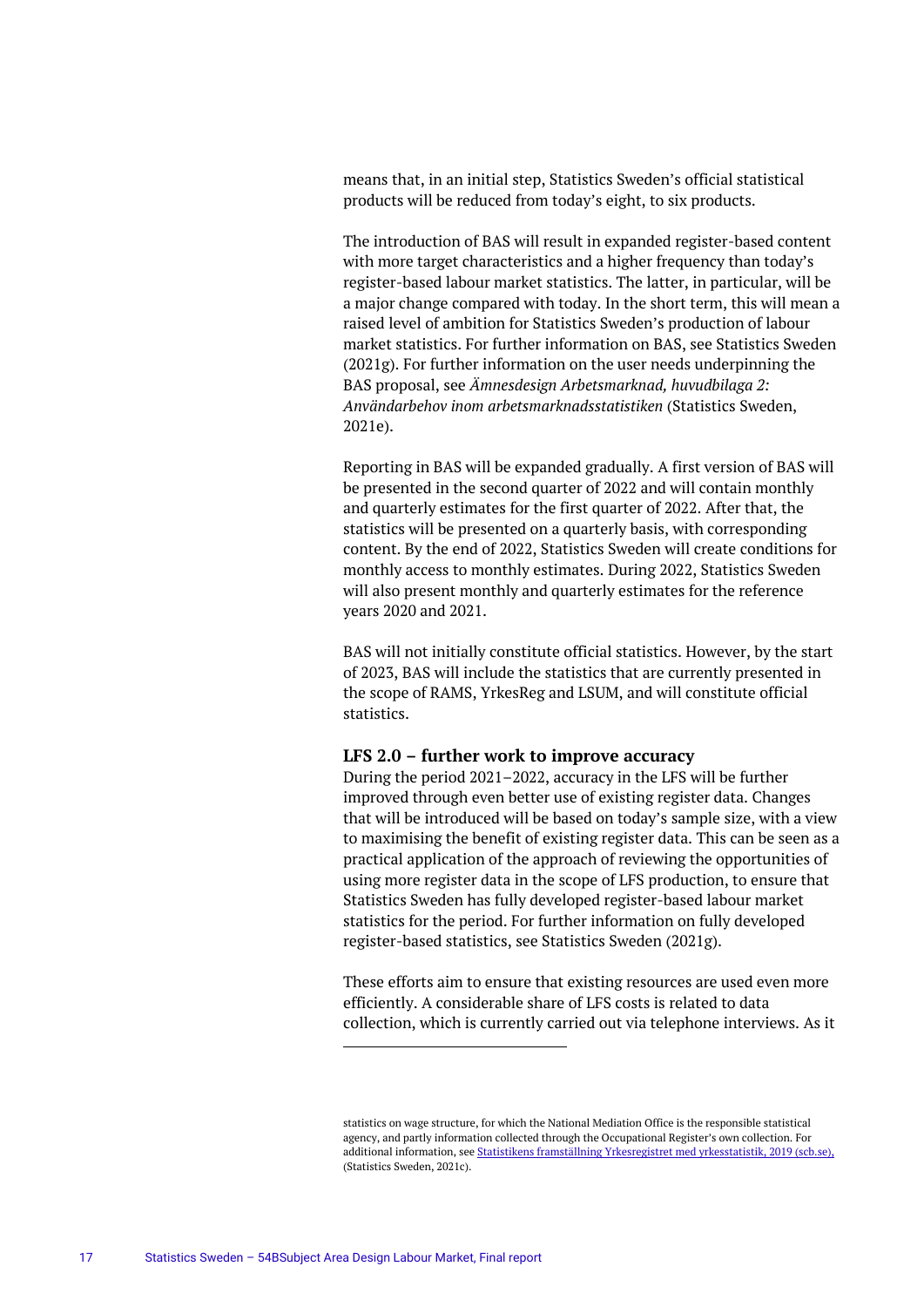means that, in an initial step, Statistics Sweden's official statistical products will be reduced from today's eight, to six products.

The introduction of BAS will result in expanded register-based content with more target characteristics and a higher frequency than today's register-based labour market statistics. The latter, in particular, will be a major change compared with today. In the short term, this will mean a raised level of ambition for Statistics Sweden's production of labour market statistics. For further information on BAS, see Statistics Sweden (2021g). For further information on the user needs underpinning the BAS proposal, see *Ämnesdesign Arbetsmarknad, huvudbilaga 2: Användarbehov inom arbetsmarknadsstatistiken* (Statistics Sweden, 2021e).

Reporting in BAS will be expanded gradually. A first version of BAS will be presented in the second quarter of 2022 and will contain monthly and quarterly estimates for the first quarter of 2022. After that, the statistics will be presented on a quarterly basis, with corresponding content. By the end of 2022, Statistics Sweden will create conditions for monthly access to monthly estimates. During 2022, Statistics Sweden will also present monthly and quarterly estimates for the reference years 2020 and 2021.

BAS will not initially constitute official statistics. However, by the start of 2023, BAS will include the statistics that are currently presented in the scope of RAMS, YrkesReg and LSUM, and will constitute official statistics.

### LFS 2.0 – further work to improve accuracy

During the period 2021–2022, accuracy in the LFS will be further improved through even better use of existing register data. Changes that will be introduced will be based on today's sample size, with a view to maximising the benefit of existing register data. This can be seen as a practical application of the approach of reviewing the opportunities of using more register data in the scope of LFS production, to ensure that Statistics Sweden has fully developed register-based labour market statistics for the period. For further information on fully developed register-based statistics, see Statistics Sweden (2021g).

These efforts aim to ensure that existing resources are used even more efficiently. A considerable share of LFS costs is related to data collection, which is currently carried out via telephone interviews. As it

---

statistics on wage structure, for which the National Mediation Office is the responsible statistical agency, and partly information collected through the Occupational Register's own collection. For additional information, see [Statistikens framställning Yrkesregistret med yrkesstatistik, 2019 (scb.se),](https://scb.se) (Statistics Sweden, 2021c).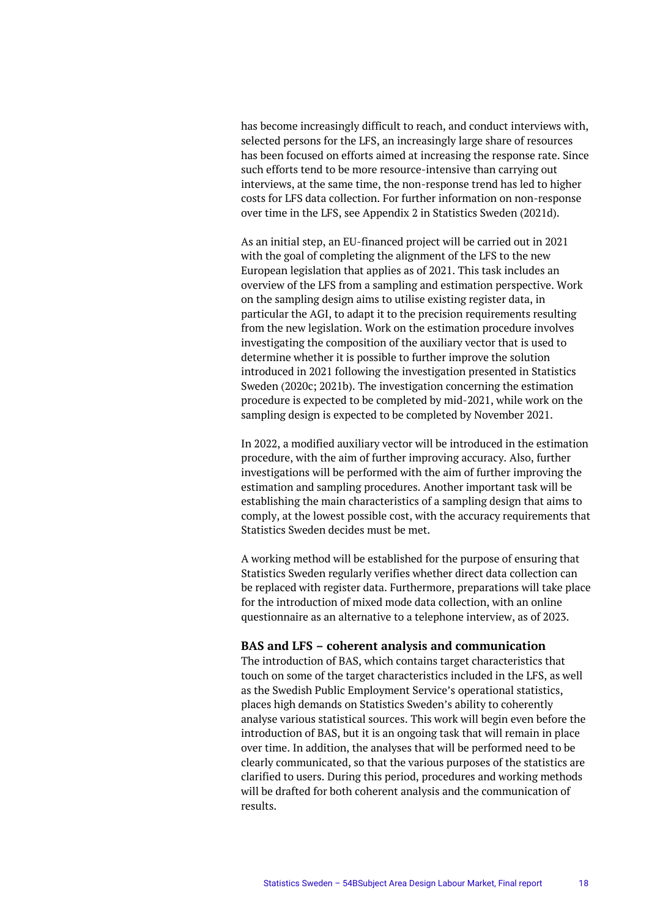has become increasingly difficult to reach, and conduct interviews with, selected persons for the LFS, an increasingly large share of resources has been focused on efforts aimed at increasing the response rate. Since such efforts tend to be more resource-intensive than carrying out interviews, at the same time, the non-response trend has led to higher costs for LFS data collection. For further information on non-response over time in the LFS, see Appendix 2 in Statistics Sweden (2021d).

As an initial step, an EU-financed project will be carried out in 2021 with the goal of completing the alignment of the LFS to the new European legislation that applies as of 2021. This task includes an overview of the LFS from a sampling and estimation perspective. Work on the sampling design aims to utilise existing register data, in particular the AGI, to adapt it to the precision requirements resulting from the new legislation. Work on the estimation procedure involves investigating the composition of the auxiliary vector that is used to determine whether it is possible to further improve the solution introduced in 2021 following the investigation presented in Statistics Sweden (2020c; 2021b). The investigation concerning the estimation procedure is expected to be completed by mid-2021, while work on the sampling design is expected to be completed by November 2021.

In 2022, a modified auxiliary vector will be introduced in the estimation procedure, with the aim of further improving accuracy. Also, further investigations will be performed with the aim of further improving the estimation and sampling procedures. Another important task will be establishing the main characteristics of a sampling design that aims to comply, at the lowest possible cost, with the accuracy requirements that Statistics Sweden decides must be met.

A working method will be established for the purpose of ensuring that Statistics Sweden regularly verifies whether direct data collection can be replaced with register data. Furthermore, preparations will take place for the introduction of mixed mode data collection, with an online questionnaire as an alternative to a telephone interview, as of 2023.

### BAS and LFS – coherent analysis and communication

The introduction of BAS, which contains target characteristics that touch on some of the target characteristics included in the LFS, as well as the Swedish Public Employment Service's operational statistics, places high demands on Statistics Sweden's ability to coherently analyse various statistical sources. This work will begin even before the introduction of BAS, but it is an ongoing task that will remain in place over time. In addition, the analyses that will be performed need to be clearly communicated, so that the various purposes of the statistics are clarified to users. During this period, procedures and working methods will be drafted for both coherent analysis and the communication of results.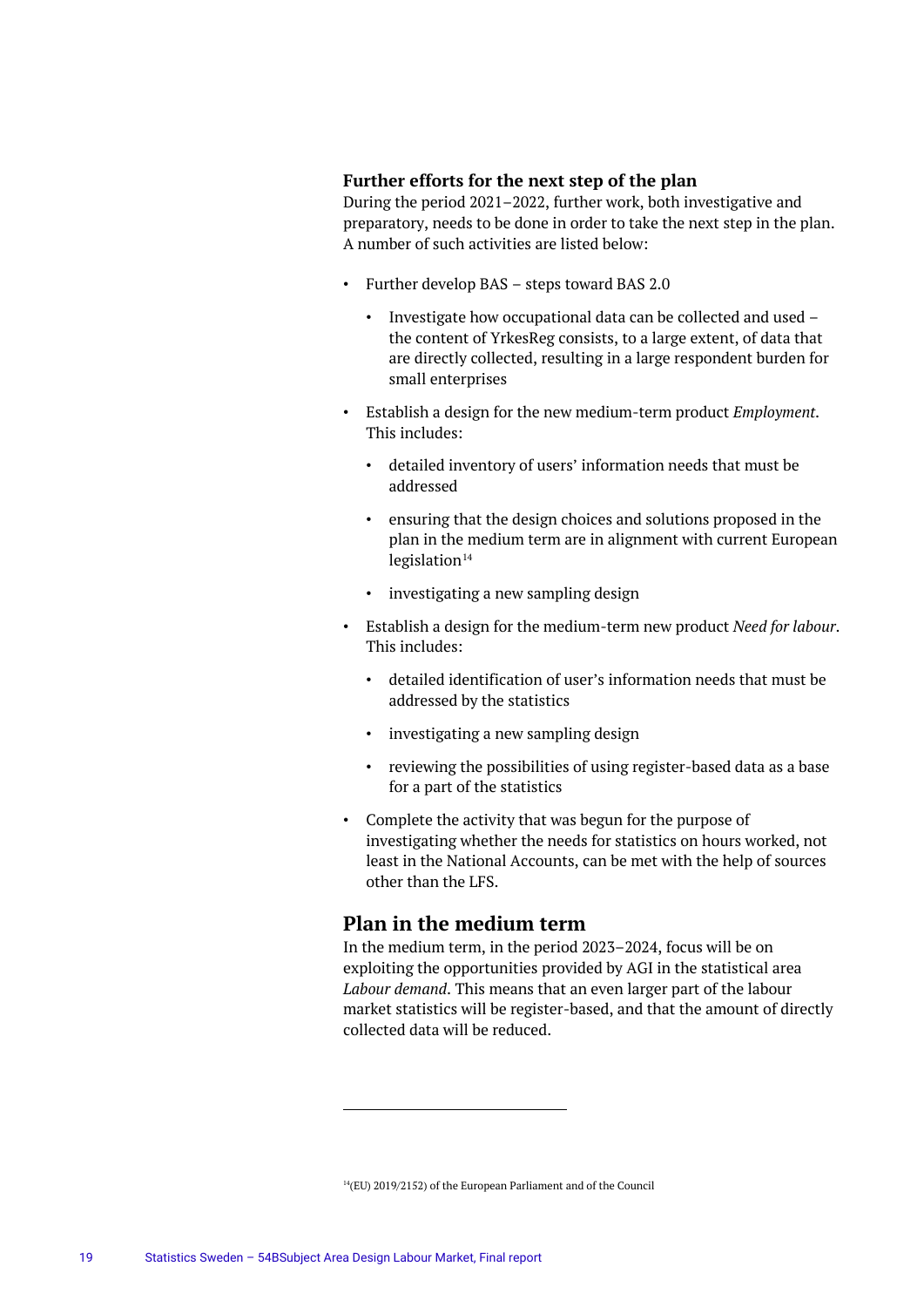### Further efforts for the next step of the plan

During the period 2021–2022, further work, both investigative and preparatory, needs to be done in order to take the next step in the plan. A number of such activities are listed below:

- Further develop BAS – steps toward BAS 2.0
  - Investigate how occupational data can be collected and used – the content of YrkesReg consists, to a large extent, of data that are directly collected, resulting in a large respondent burden for small enterprises
- Establish a design for the new medium-term product *Employment*. This includes:
  - detailed inventory of users' information needs that must be addressed
  - ensuring that the design choices and solutions proposed in the plan in the medium term are in alignment with current European legislation[14]
  - investigating a new sampling design
- Establish a design for the medium-term new product *Need for labour*. This includes:
  - detailed identification of user's information needs that must be addressed by the statistics
  - investigating a new sampling design
  - reviewing the possibilities of using register-based data as a base for a part of the statistics
- Complete the activity that was begun for the purpose of investigating whether the needs for statistics on hours worked, not least in the National Accounts, can be met with the help of sources other than the LFS.

## Plan in the medium term

In the medium term, in the period 2023–2024, focus will be on exploiting the opportunities provided by AGI in the statistical area *Labour demand*. This means that an even larger part of the labour market statistics will be register-based, and that the amount of directly collected data will be reduced.

---

[14](EU) 2019/2152) of the European Parliament and of the Council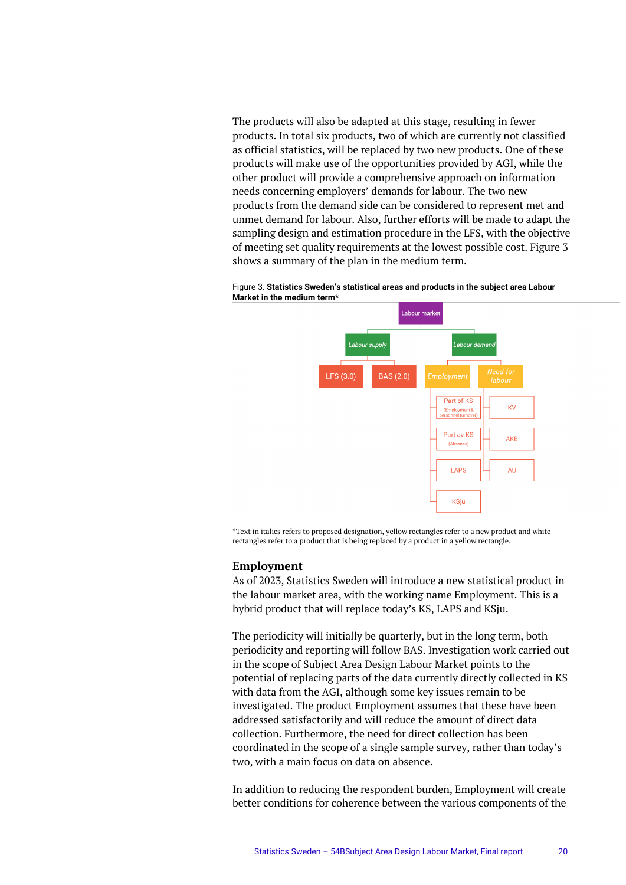The products will also be adapted at this stage, resulting in fewer products. In total six products, two of which are currently not classified as official statistics, will be replaced by two new products. One of these products will make use of the opportunities provided by AGI, while the other product will provide a comprehensive approach on information needs concerning employers' demands for labour. The two new products from the demand side can be considered to represent met and unmet demand for labour. Also, further efforts will be made to adapt the sampling design and estimation procedure in the LFS, with the objective of meeting set quality requirements at the lowest possible cost. Figure 3 shows a summary of the plan in the medium term.

Figure 3. **Statistics Sweden's statistical areas and products in the subject area Labour Market in the medium term***

- Labour market
  - *Labour supply*
    - LFS (3.0)
    - BAS (2.0)
  - *Labour demand*
    - *Employment*
      - Part of KS (Employment & personnel turnover)
      - Part av KS (Absence)
      - LAPS
      - KSju
    - *Need for labour*
      - KV
      - AKB
      - AU

*Text in italics refers to proposed designation, yellow rectangles refer to a new product and white rectangles refer to a product that is being replaced by a product in a yellow rectangle.

### Employment

As of 2023, Statistics Sweden will introduce a new statistical product in the labour market area, with the working name Employment. This is a hybrid product that will replace today's KS, LAPS and KSju.

The periodicity will initially be quarterly, but in the long term, both periodicity and reporting will follow BAS. Investigation work carried out in the scope of Subject Area Design Labour Market points to the potential of replacing parts of the data currently directly collected in KS with data from the AGI, although some key issues remain to be investigated. The product Employment assumes that these have been addressed satisfactorily and will reduce the amount of direct data collection. Furthermore, the need for direct collection has been coordinated in the scope of a single sample survey, rather than today's two, with a main focus on data on absence.

In addition to reducing the respondent burden, Employment will create better conditions for coherence between the various components of the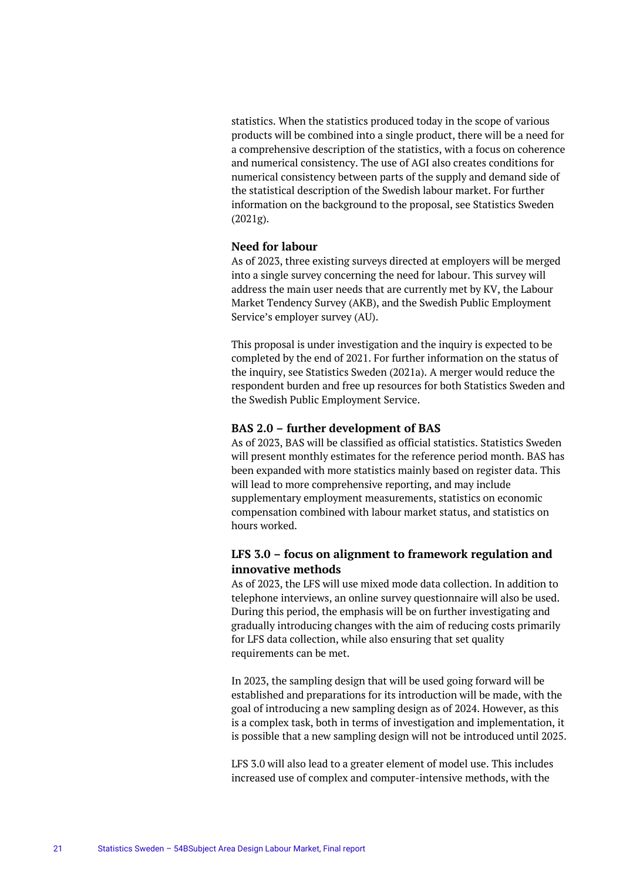statistics. When the statistics produced today in the scope of various products will be combined into a single product, there will be a need for a comprehensive description of the statistics, with a focus on coherence and numerical consistency. The use of AGI also creates conditions for numerical consistency between parts of the supply and demand side of the statistical description of the Swedish labour market. For further information on the background to the proposal, see Statistics Sweden (2021g).

### Need for labour

As of 2023, three existing surveys directed at employers will be merged into a single survey concerning the need for labour. This survey will address the main user needs that are currently met by KV, the Labour Market Tendency Survey (AKB), and the Swedish Public Employment Service's employer survey (AU).

This proposal is under investigation and the inquiry is expected to be completed by the end of 2021. For further information on the status of the inquiry, see Statistics Sweden (2021a). A merger would reduce the respondent burden and free up resources for both Statistics Sweden and the Swedish Public Employment Service.

### BAS 2.0 – further development of BAS

As of 2023, BAS will be classified as official statistics. Statistics Sweden will present monthly estimates for the reference period month. BAS has been expanded with more statistics mainly based on register data. This will lead to more comprehensive reporting, and may include supplementary employment measurements, statistics on economic compensation combined with labour market status, and statistics on hours worked.

### LFS 3.0 – focus on alignment to framework regulation and innovative methods

As of 2023, the LFS will use mixed mode data collection. In addition to telephone interviews, an online survey questionnaire will also be used. During this period, the emphasis will be on further investigating and gradually introducing changes with the aim of reducing costs primarily for LFS data collection, while also ensuring that set quality requirements can be met.

In 2023, the sampling design that will be used going forward will be established and preparations for its introduction will be made, with the goal of introducing a new sampling design as of 2024. However, as this is a complex task, both in terms of investigation and implementation, it is possible that a new sampling design will not be introduced until 2025.

LFS 3.0 will also lead to a greater element of model use. This includes increased use of complex and computer-intensive methods, with the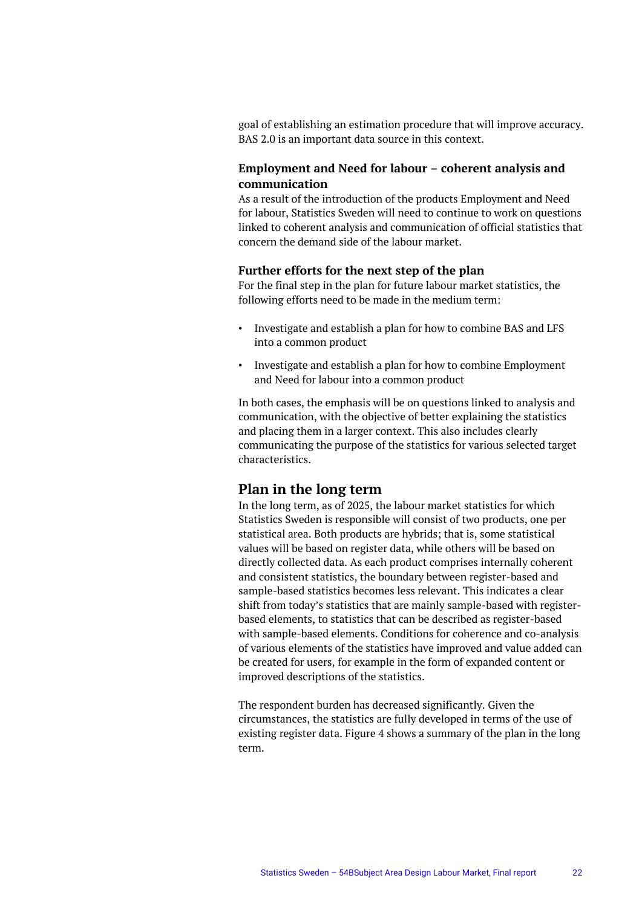goal of establishing an estimation procedure that will improve accuracy. BAS 2.0 is an important data source in this context.

### Employment and Need for labour – coherent analysis and communication

As a result of the introduction of the products Employment and Need for labour, Statistics Sweden will need to continue to work on questions linked to coherent analysis and communication of official statistics that concern the demand side of the labour market.

### Further efforts for the next step of the plan

For the final step in the plan for future labour market statistics, the following efforts need to be made in the medium term:

- Investigate and establish a plan for how to combine BAS and LFS into a common product
- Investigate and establish a plan for how to combine Employment and Need for labour into a common product

In both cases, the emphasis will be on questions linked to analysis and communication, with the objective of better explaining the statistics and placing them in a larger context. This also includes clearly communicating the purpose of the statistics for various selected target characteristics.

## Plan in the long term

In the long term, as of 2025, the labour market statistics for which Statistics Sweden is responsible will consist of two products, one per statistical area. Both products are hybrids; that is, some statistical values will be based on register data, while others will be based on directly collected data. As each product comprises internally coherent and consistent statistics, the boundary between register-based and sample-based statistics becomes less relevant. This indicates a clear shift from today's statistics that are mainly sample-based with register-based elements, to statistics that can be described as register-based with sample-based elements. Conditions for coherence and co-analysis of various elements of the statistics have improved and value added can be created for users, for example in the form of expanded content or improved descriptions of the statistics.

The respondent burden has decreased significantly. Given the circumstances, the statistics are fully developed in terms of the use of existing register data. Figure 4 shows a summary of the plan in the long term.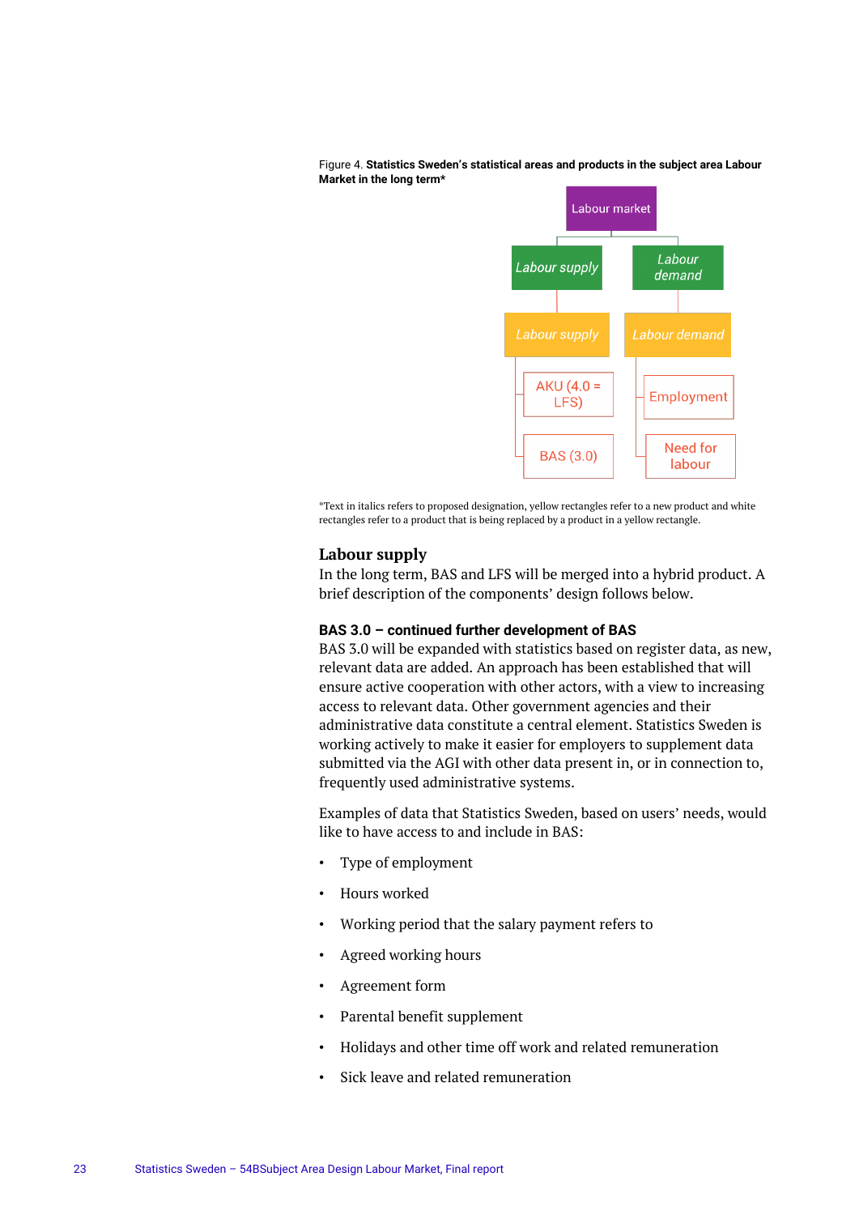Figure 4. **Statistics Sweden's statistical areas and products in the subject area Labour Market in the long term***

- Labour market
  - *Labour supply*
    - *Labour supply*
      - AKU (4.0 = LFS)
      - BAS (3.0)
  - *Labour demand*
    - *Labour demand*
      - Employment
      - Need for labour

*Text in italics refers to proposed designation, yellow rectangles refer to a new product and white rectangles refer to a product that is being replaced by a product in a yellow rectangle.

## Labour supply

In the long term, BAS and LFS will be merged into a hybrid product. A brief description of the components' design follows below.

### BAS 3.0 – continued further development of BAS

BAS 3.0 will be expanded with statistics based on register data, as new, relevant data are added. An approach has been established that will ensure active cooperation with other actors, with a view to increasing access to relevant data. Other government agencies and their administrative data constitute a central element. Statistics Sweden is working actively to make it easier for employers to supplement data submitted via the AGI with other data present in, or in connection to, frequently used administrative systems.

Examples of data that Statistics Sweden, based on users' needs, would like to have access to and include in BAS:

- Type of employment
- Hours worked
- Working period that the salary payment refers to
- Agreed working hours
- Agreement form
- Parental benefit supplement
- Holidays and other time off work and related remuneration
- Sick leave and related remuneration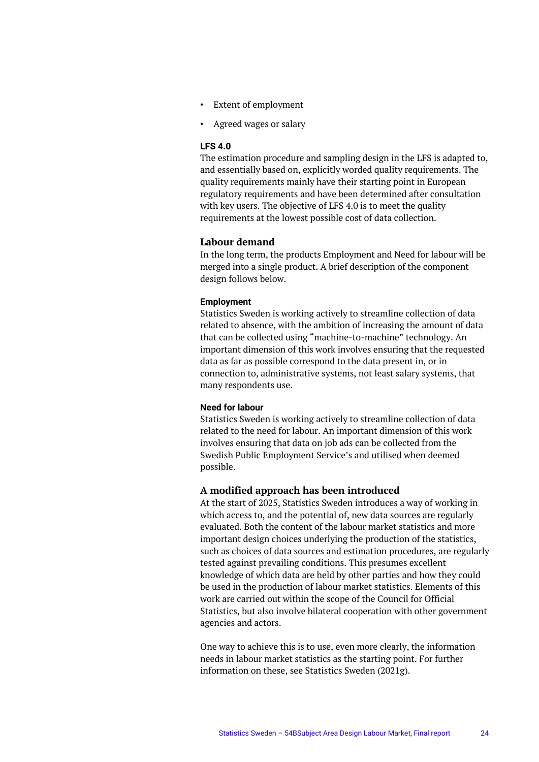- Extent of employment
- Agreed wages or salary

#### LFS 4.0

The estimation procedure and sampling design in the LFS is adapted to, and essentially based on, explicitly worded quality requirements. The quality requirements mainly have their starting point in European regulatory requirements and have been determined after consultation with key users. The objective of LFS 4.0 is to meet the quality requirements at the lowest possible cost of data collection.

### Labour demand

In the long term, the products Employment and Need for labour will be merged into a single product. A brief description of the component design follows below.

#### Employment

Statistics Sweden is working actively to streamline collection of data related to absence, with the ambition of increasing the amount of data that can be collected using “machine-to-machine” technology. An important dimension of this work involves ensuring that the requested data as far as possible correspond to the data present in, or in connection to, administrative systems, not least salary systems, that many respondents use.

#### Need for labour

Statistics Sweden is working actively to streamline collection of data related to the need for labour. An important dimension of this work involves ensuring that data on job ads can be collected from the Swedish Public Employment Service’s and utilised when deemed possible.

### A modified approach has been introduced

At the start of 2025, Statistics Sweden introduces a way of working in which access to, and the potential of, new data sources are regularly evaluated. Both the content of the labour market statistics and more important design choices underlying the production of the statistics, such as choices of data sources and estimation procedures, are regularly tested against prevailing conditions. This presumes excellent knowledge of which data are held by other parties and how they could be used in the production of labour market statistics. Elements of this work are carried out within the scope of the Council for Official Statistics, but also involve bilateral cooperation with other government agencies and actors.

One way to achieve this is to use, even more clearly, the information needs in labour market statistics as the starting point. For further information on these, see Statistics Sweden (2021g).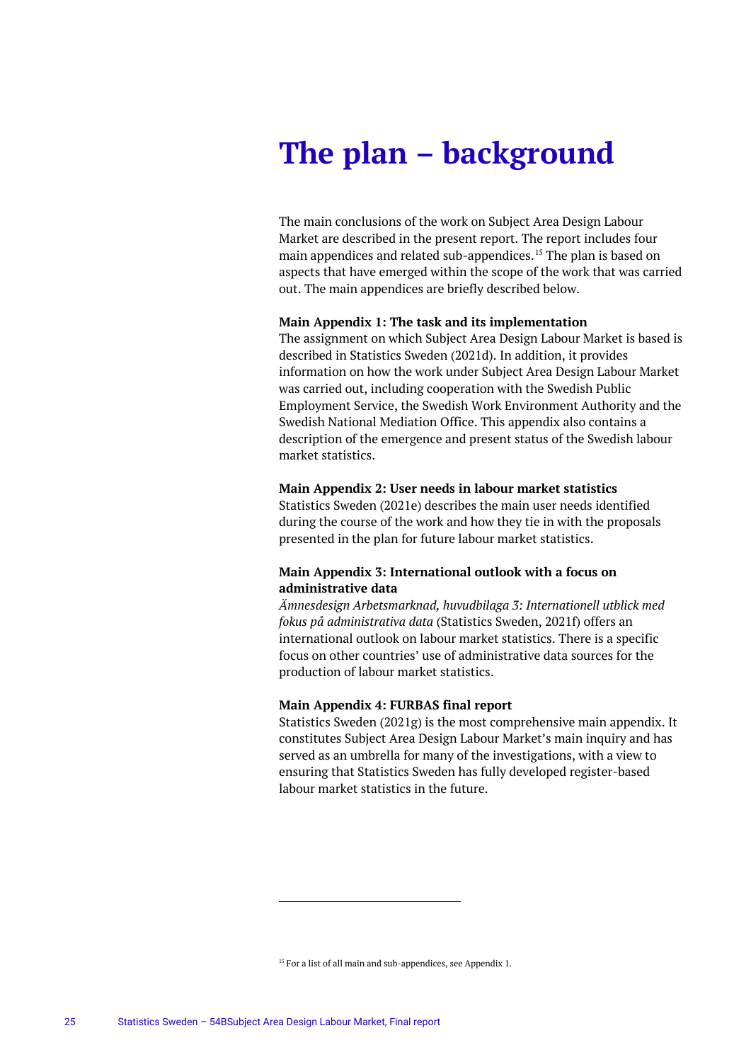# The plan – background

The main conclusions of the work on Subject Area Design Labour Market are described in the present report. The report includes four main appendices and related sub-appendices.[15] The plan is based on aspects that have emerged within the scope of the work that was carried out. The main appendices are briefly described below.

**Main Appendix 1: The task and its implementation**
The assignment on which Subject Area Design Labour Market is based is described in Statistics Sweden (2021d). In addition, it provides information on how the work under Subject Area Design Labour Market was carried out, including cooperation with the Swedish Public Employment Service, the Swedish Work Environment Authority and the Swedish National Mediation Office. This appendix also contains a description of the emergence and present status of the Swedish labour market statistics.

**Main Appendix 2: User needs in labour market statistics**
Statistics Sweden (2021e) describes the main user needs identified during the course of the work and how they tie in with the proposals presented in the plan for future labour market statistics.

**Main Appendix 3: International outlook with a focus on administrative data**
*Ämnesdesign Arbetsmarknad, huvudbilaga 3: Internationell utblick med fokus på administrativa data* (Statistics Sweden, 2021f) offers an international outlook on labour market statistics. There is a specific focus on other countries' use of administrative data sources for the production of labour market statistics.

**Main Appendix 4: FURBAS final report**
Statistics Sweden (2021g) is the most comprehensive main appendix. It constitutes Subject Area Design Labour Market's main inquiry and has served as an umbrella for many of the investigations, with a view to ensuring that Statistics Sweden has fully developed register-based labour market statistics in the future.

---

[15] For a list of all main and sub-appendices, see Appendix 1.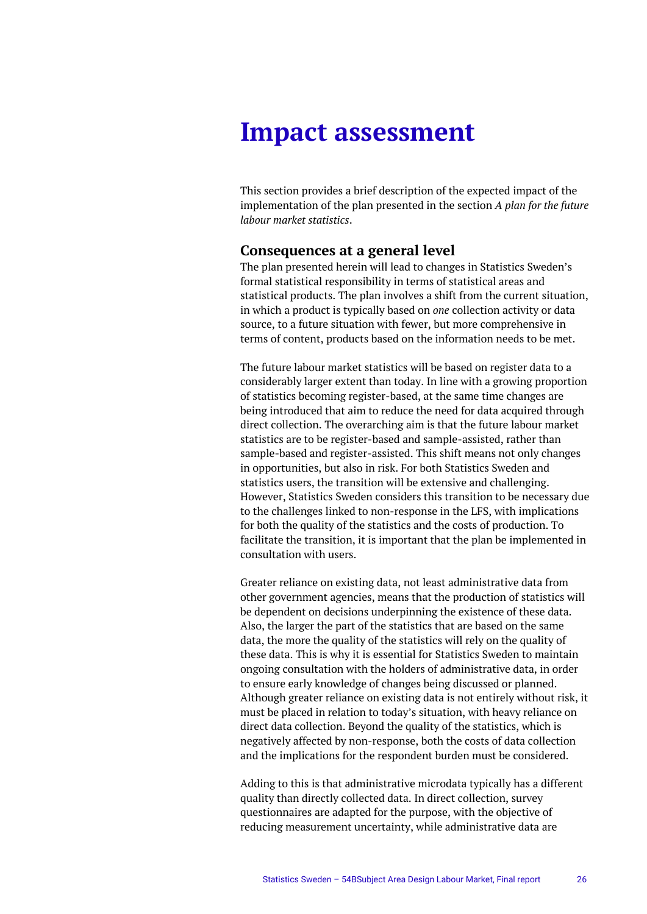# Impact assessment

This section provides a brief description of the expected impact of the implementation of the plan presented in the section *A plan for the future labour market statistics*.

## Consequences at a general level

The plan presented herein will lead to changes in Statistics Sweden's formal statistical responsibility in terms of statistical areas and statistical products. The plan involves a shift from the current situation, in which a product is typically based on *one* collection activity or data source, to a future situation with fewer, but more comprehensive in terms of content, products based on the information needs to be met.

The future labour market statistics will be based on register data to a considerably larger extent than today. In line with a growing proportion of statistics becoming register-based, at the same time changes are being introduced that aim to reduce the need for data acquired through direct collection. The overarching aim is that the future labour market statistics are to be register-based and sample-assisted, rather than sample-based and register-assisted. This shift means not only changes in opportunities, but also in risk. For both Statistics Sweden and statistics users, the transition will be extensive and challenging. However, Statistics Sweden considers this transition to be necessary due to the challenges linked to non-response in the LFS, with implications for both the quality of the statistics and the costs of production. To facilitate the transition, it is important that the plan be implemented in consultation with users.

Greater reliance on existing data, not least administrative data from other government agencies, means that the production of statistics will be dependent on decisions underpinning the existence of these data. Also, the larger the part of the statistics that are based on the same data, the more the quality of the statistics will rely on the quality of these data. This is why it is essential for Statistics Sweden to maintain ongoing consultation with the holders of administrative data, in order to ensure early knowledge of changes being discussed or planned. Although greater reliance on existing data is not entirely without risk, it must be placed in relation to today's situation, with heavy reliance on direct data collection. Beyond the quality of the statistics, which is negatively affected by non-response, both the costs of data collection and the implications for the respondent burden must be considered.

Adding to this is that administrative microdata typically has a different quality than directly collected data. In direct collection, survey questionnaires are adapted for the purpose, with the objective of reducing measurement uncertainty, while administrative data are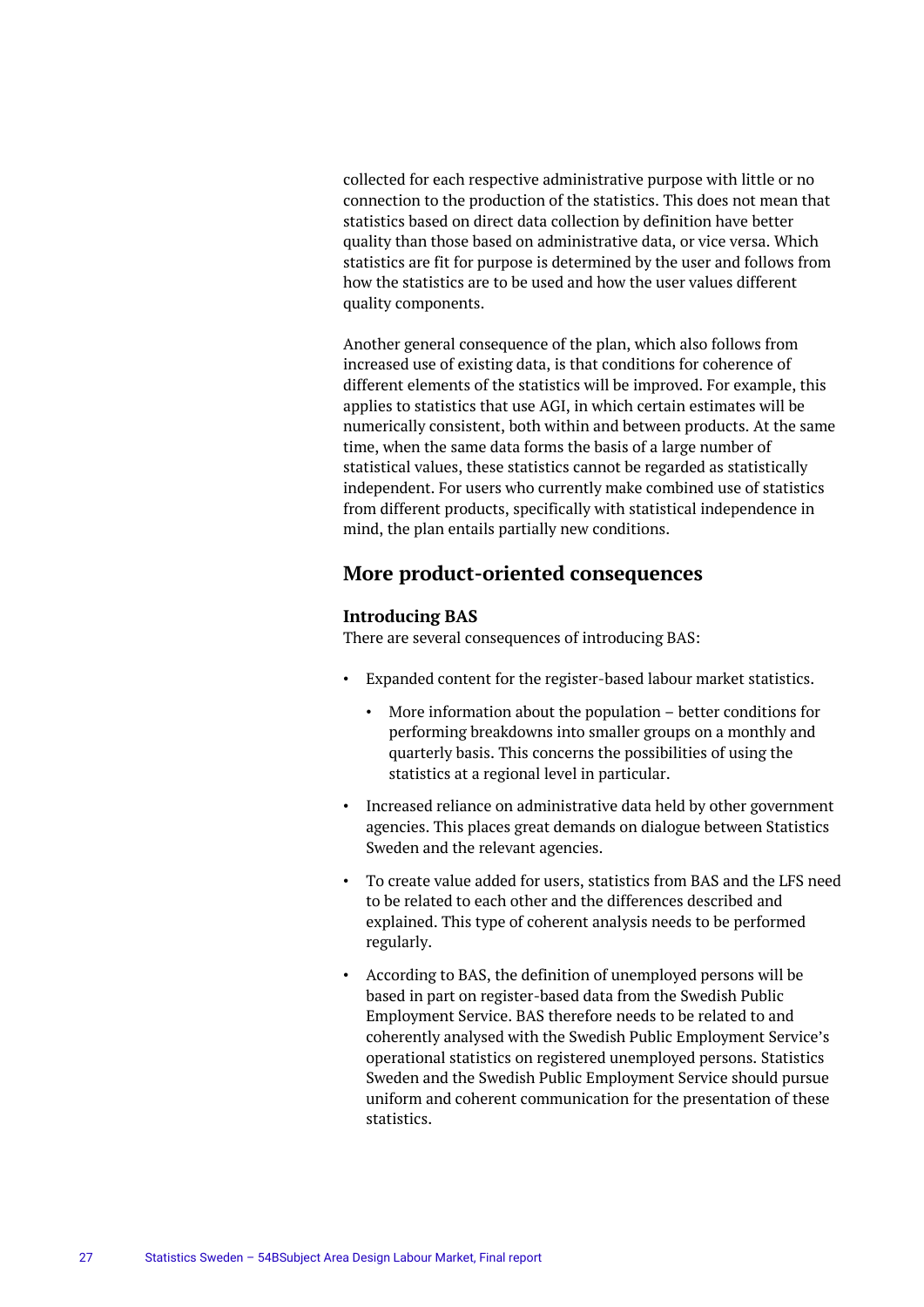collected for each respective administrative purpose with little or no connection to the production of the statistics. This does not mean that statistics based on direct data collection by definition have better quality than those based on administrative data, or vice versa. Which statistics are fit for purpose is determined by the user and follows from how the statistics are to be used and how the user values different quality components.

Another general consequence of the plan, which also follows from increased use of existing data, is that conditions for coherence of different elements of the statistics will be improved. For example, this applies to statistics that use AGI, in which certain estimates will be numerically consistent, both within and between products. At the same time, when the same data forms the basis of a large number of statistical values, these statistics cannot be regarded as statistically independent. For users who currently make combined use of statistics from different products, specifically with statistical independence in mind, the plan entails partially new conditions.

## More product-oriented consequences

### Introducing BAS

There are several consequences of introducing BAS:

- Expanded content for the register-based labour market statistics.
  - More information about the population – better conditions for performing breakdowns into smaller groups on a monthly and quarterly basis. This concerns the possibilities of using the statistics at a regional level in particular.
- Increased reliance on administrative data held by other government agencies. This places great demands on dialogue between Statistics Sweden and the relevant agencies.
- To create value added for users, statistics from BAS and the LFS need to be related to each other and the differences described and explained. This type of coherent analysis needs to be performed regularly.
- According to BAS, the definition of unemployed persons will be based in part on register-based data from the Swedish Public Employment Service. BAS therefore needs to be related to and coherently analysed with the Swedish Public Employment Service's operational statistics on registered unemployed persons. Statistics Sweden and the Swedish Public Employment Service should pursue uniform and coherent communication for the presentation of these statistics.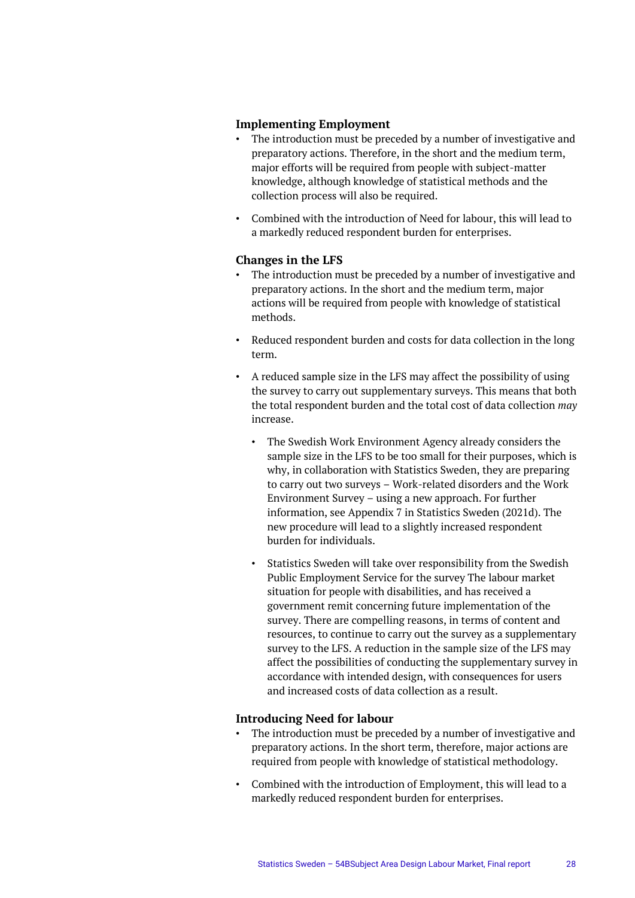**Implementing Employment**

- The introduction must be preceded by a number of investigative and preparatory actions. Therefore, in the short and the medium term, major efforts will be required from people with subject-matter knowledge, although knowledge of statistical methods and the collection process will also be required.
- Combined with the introduction of Need for labour, this will lead to a markedly reduced respondent burden for enterprises.

**Changes in the LFS**

- The introduction must be preceded by a number of investigative and preparatory actions. In the short and the medium term, major actions will be required from people with knowledge of statistical methods.
- Reduced respondent burden and costs for data collection in the long term.
- A reduced sample size in the LFS may affect the possibility of using the survey to carry out supplementary surveys. This means that both the total respondent burden and the total cost of data collection *may* increase.
  - The Swedish Work Environment Agency already considers the sample size in the LFS to be too small for their purposes, which is why, in collaboration with Statistics Sweden, they are preparing to carry out two surveys – Work-related disorders and the Work Environment Survey – using a new approach. For further information, see Appendix 7 in Statistics Sweden (2021d). The new procedure will lead to a slightly increased respondent burden for individuals.
  - Statistics Sweden will take over responsibility from the Swedish Public Employment Service for the survey The labour market situation for people with disabilities, and has received a government remit concerning future implementation of the survey. There are compelling reasons, in terms of content and resources, to continue to carry out the survey as a supplementary survey to the LFS. A reduction in the sample size of the LFS may affect the possibilities of conducting the supplementary survey in accordance with intended design, with consequences for users and increased costs of data collection as a result.

**Introducing Need for labour**

- The introduction must be preceded by a number of investigative and preparatory actions. In the short term, therefore, major actions are required from people with knowledge of statistical methodology.
- Combined with the introduction of Employment, this will lead to a markedly reduced respondent burden for enterprises.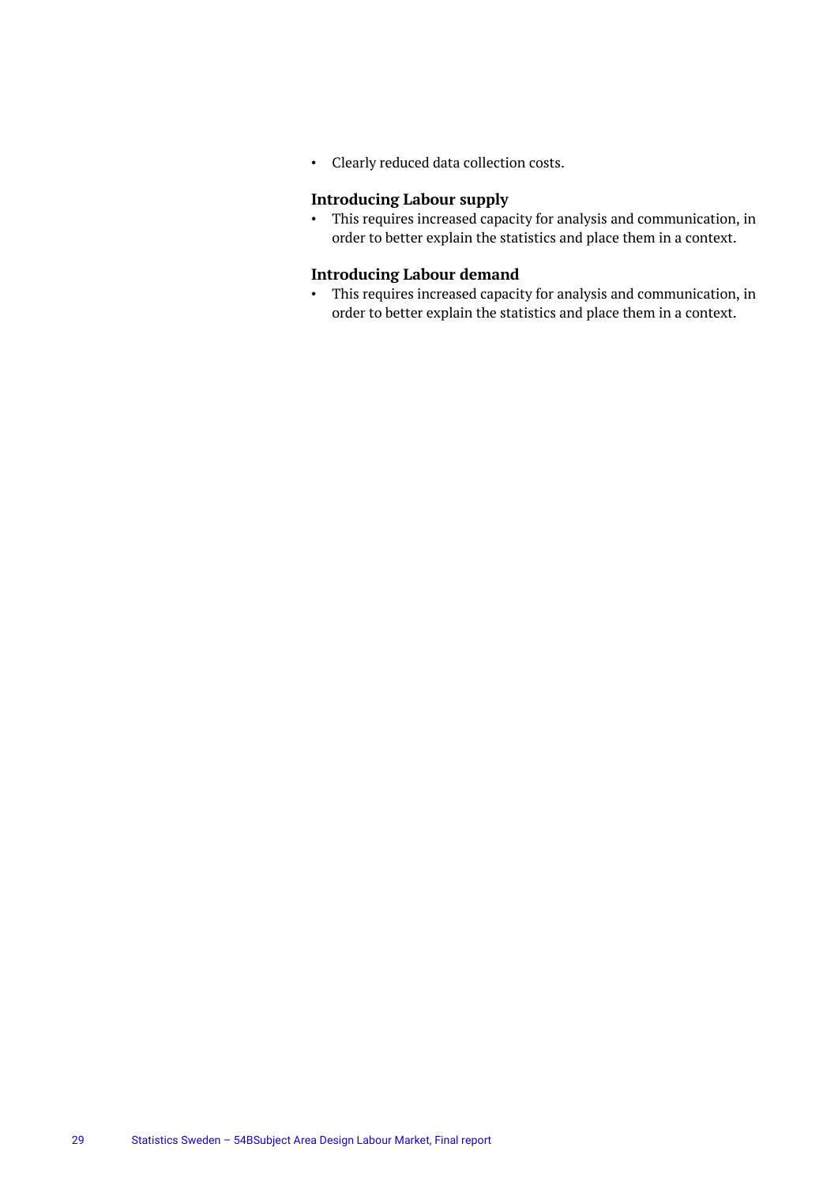- Clearly reduced data collection costs.

**Introducing Labour supply**

- This requires increased capacity for analysis and communication, in order to better explain the statistics and place them in a context.

**Introducing Labour demand**

- This requires increased capacity for analysis and communication, in order to better explain the statistics and place them in a context.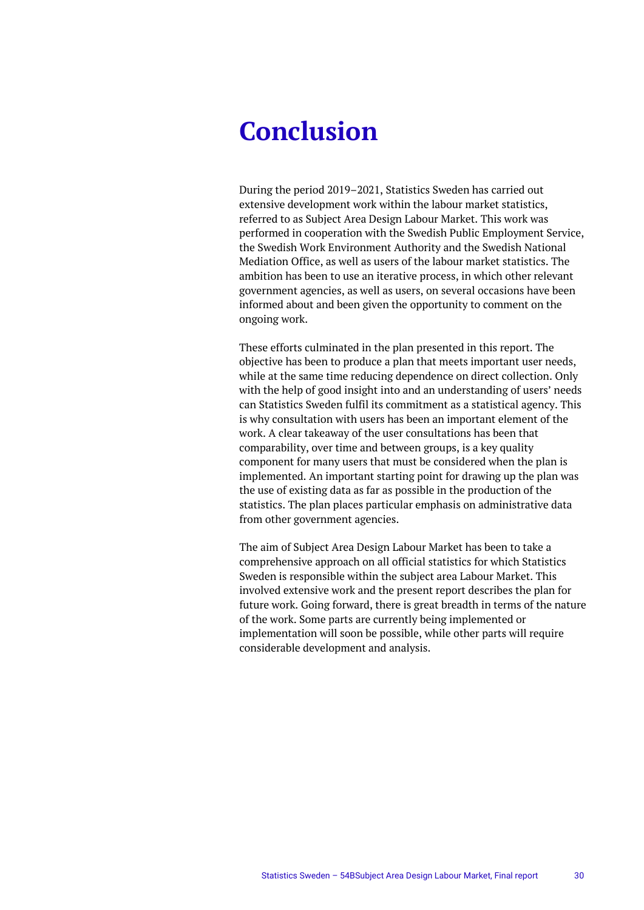# Conclusion

During the period 2019–2021, Statistics Sweden has carried out extensive development work within the labour market statistics, referred to as Subject Area Design Labour Market. This work was performed in cooperation with the Swedish Public Employment Service, the Swedish Work Environment Authority and the Swedish National Mediation Office, as well as users of the labour market statistics. The ambition has been to use an iterative process, in which other relevant government agencies, as well as users, on several occasions have been informed about and been given the opportunity to comment on the ongoing work.

These efforts culminated in the plan presented in this report. The objective has been to produce a plan that meets important user needs, while at the same time reducing dependence on direct collection. Only with the help of good insight into and an understanding of users' needs can Statistics Sweden fulfil its commitment as a statistical agency. This is why consultation with users has been an important element of the work. A clear takeaway of the user consultations has been that comparability, over time and between groups, is a key quality component for many users that must be considered when the plan is implemented. An important starting point for drawing up the plan was the use of existing data as far as possible in the production of the statistics. The plan places particular emphasis on administrative data from other government agencies.

The aim of Subject Area Design Labour Market has been to take a comprehensive approach on all official statistics for which Statistics Sweden is responsible within the subject area Labour Market. This involved extensive work and the present report describes the plan for future work. Going forward, there is great breadth in terms of the nature of the work. Some parts are currently being implemented or implementation will soon be possible, while other parts will require considerable development and analysis.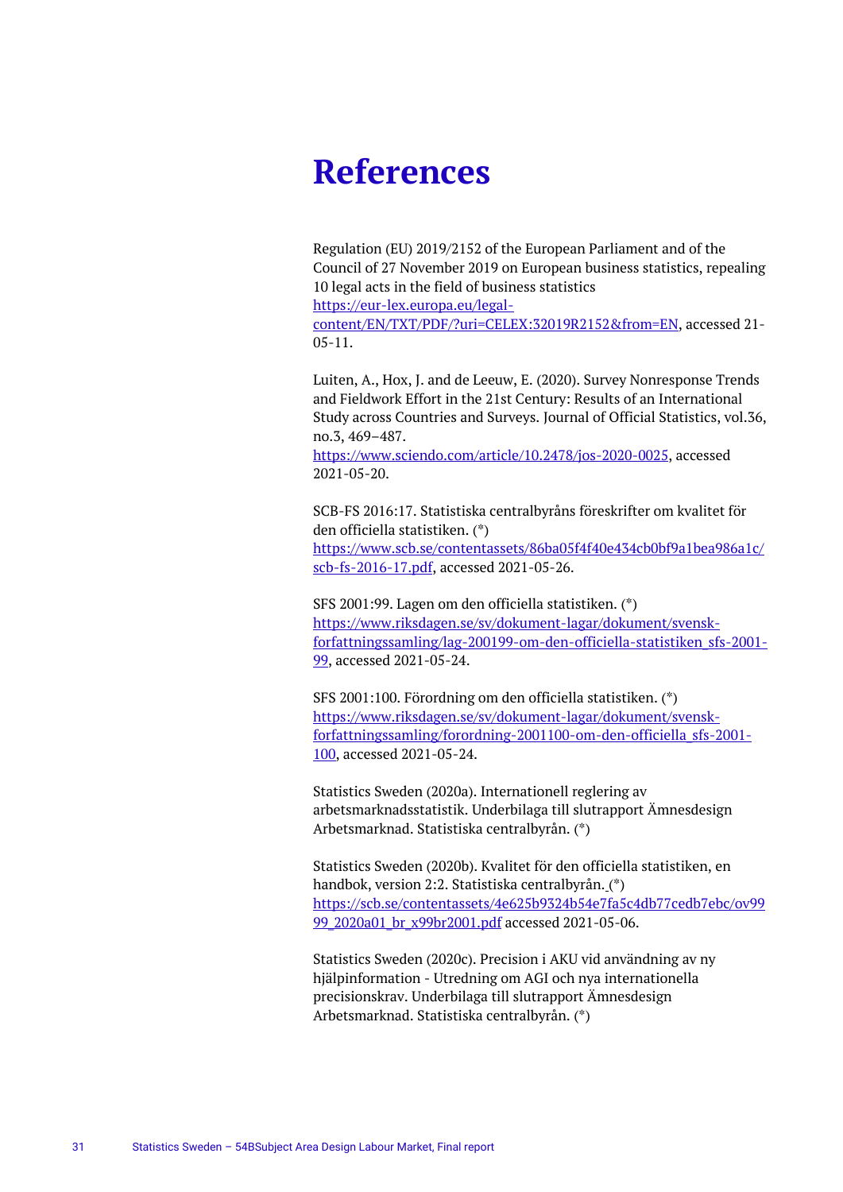# References

Regulation (EU) 2019/2152 of the European Parliament and of the Council of 27 November 2019 on European business statistics, repealing 10 legal acts in the field of business statistics https://eur-lex.europa.eu/legal-content/EN/TXT/PDF/?uri=CELEX:32019R2152&from=EN, accessed 21-05-11.

Luiten, A., Hox, J. and de Leeuw, E. (2020). Survey Nonresponse Trends and Fieldwork Effort in the 21st Century: Results of an International Study across Countries and Surveys. Journal of Official Statistics, vol.36, no.3, 469–487. https://www.sciendo.com/article/10.2478/jos-2020-0025, accessed 2021-05-20.

SCB-FS 2016:17. Statistiska centralbyråns föreskrifter om kvalitet för den officiella statistiken. (*) https://www.scb.se/contentassets/86ba05f4f40e434cb0bf9a1bea986a1c/scb-fs-2016-17.pdf, accessed 2021-05-26.

SFS 2001:99. Lagen om den officiella statistiken. (*) https://www.riksdagen.se/sv/dokument-lagar/dokument/svensk-forfattningssamling/lag-200199-om-den-officiella-statistiken_sfs-2001-99, accessed 2021-05-24.

SFS 2001:100. Förordning om den officiella statistiken. (*) https://www.riksdagen.se/sv/dokument-lagar/dokument/svensk-forfattningssamling/forordning-2001100-om-den-officiella_sfs-2001-100, accessed 2021-05-24.

Statistics Sweden (2020a). Internationell reglering av arbetsmarknadsstatistik. Underbilaga till slutrapport Ämnesdesign Arbetsmarknad. Statistiska centralbyrån. (*)

Statistics Sweden (2020b). Kvalitet för den officiella statistiken, en handbok, version 2:2. Statistiska centralbyrån. (*) https://scb.se/contentassets/4e625b9324b54e7fa5c4db77cedb7ebc/ov9999_2020a01_br_x99br2001.pdf accessed 2021-05-06.

Statistics Sweden (2020c). Precision i AKU vid användning av ny hjälpinformation - Utredning om AGI och nya internationella precisionskrav. Underbilaga till slutrapport Ämnesdesign Arbetsmarknad. Statistiska centralbyrån. (*)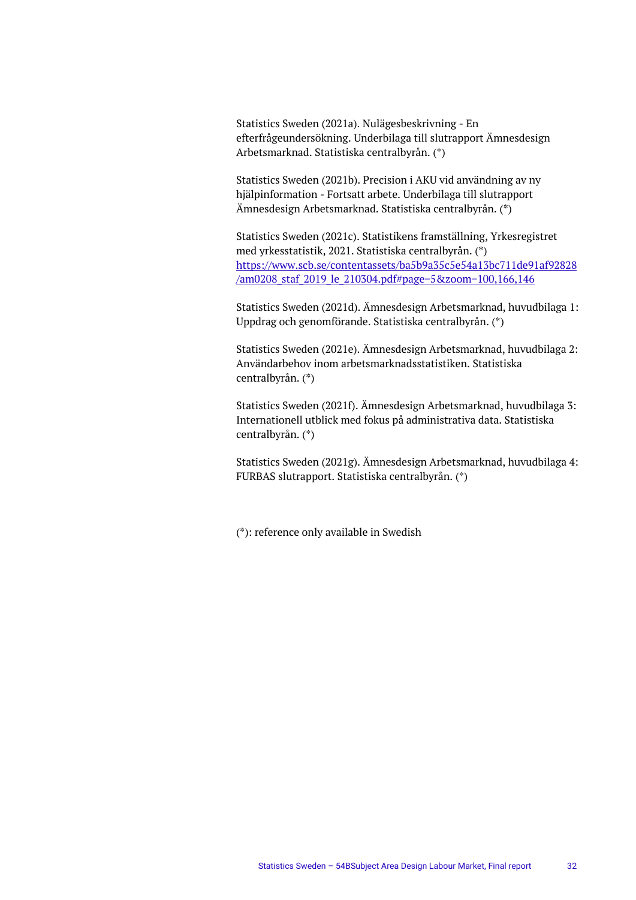Statistics Sweden (2021a). Nulägesbeskrivning - En efterfrågeundersökning. Underbilaga till slutrapport Ämnesdesign Arbetsmarknad. Statistiska centralbyrån. (*)

Statistics Sweden (2021b). Precision i AKU vid användning av ny hjälpinformation - Fortsatt arbete. Underbilaga till slutrapport Ämnesdesign Arbetsmarknad. Statistiska centralbyrån. (*)

Statistics Sweden (2021c). Statistikens framställning, Yrkesregistret med yrkesstatistik, 2021. Statistiska centralbyrån. (*) [https://www.scb.se/contentassets/ba5b9a35c5e54a13bc711de91af92828/am0208_staf_2019_le_210304.pdf#page=5&zoom=100,166,146](https://www.scb.se/contentassets/ba5b9a35c5e54a13bc711de91af92828/am0208_staf_2019_le_210304.pdf#page=5&zoom=100,166,146)

Statistics Sweden (2021d). Ämnesdesign Arbetsmarknad, huvudbilaga 1: Uppdrag och genomförande. Statistiska centralbyrån. (*)

Statistics Sweden (2021e). Ämnesdesign Arbetsmarknad, huvudbilaga 2: Användarbehov inom arbetsmarknadsstatistiken. Statistiska centralbyrån. (*)

Statistics Sweden (2021f). Ämnesdesign Arbetsmarknad, huvudbilaga 3: Internationell utblick med fokus på administrativa data. Statistiska centralbyrån. (*)

Statistics Sweden (2021g). Ämnesdesign Arbetsmarknad, huvudbilaga 4: FURBAS slutrapport. Statistiska centralbyrån. (*)

(*): reference only available in Swedish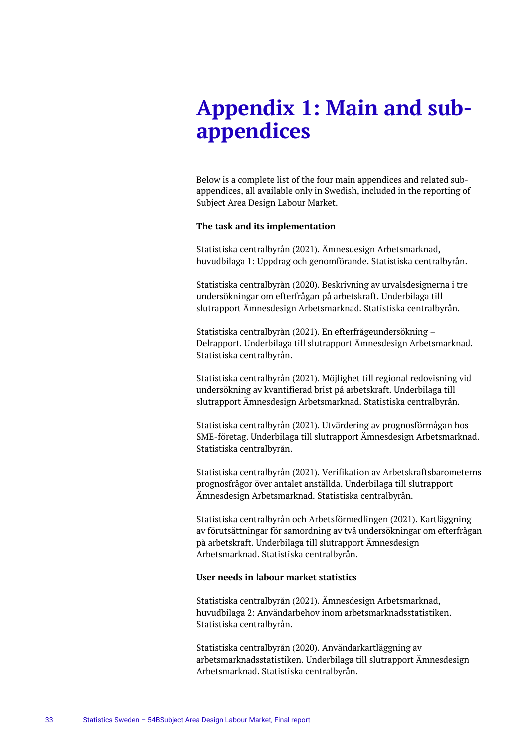# Appendix 1: Main and sub-appendices

Below is a complete list of the four main appendices and related sub-appendices, all available only in Swedish, included in the reporting of Subject Area Design Labour Market.

**The task and its implementation**

Statistiska centralbyrån (2021). Ämnesdesign Arbetsmarknad, huvudbilaga 1: Uppdrag och genomförande. Statistiska centralbyrån.

Statistiska centralbyrån (2020). Beskrivning av urvalsdesignerna i tre undersökningar om efterfrågan på arbetskraft. Underbilaga till slutrapport Ämnesdesign Arbetsmarknad. Statistiska centralbyrån.

Statistiska centralbyrån (2021). En efterfrågeundersökning – Delrapport. Underbilaga till slutrapport Ämnesdesign Arbetsmarknad. Statistiska centralbyrån.

Statistiska centralbyrån (2021). Möjlighet till regional redovisning vid undersökning av kvantifierad brist på arbetskraft. Underbilaga till slutrapport Ämnesdesign Arbetsmarknad. Statistiska centralbyrån.

Statistiska centralbyrån (2021). Utvärdering av prognosförmågan hos SME-företag. Underbilaga till slutrapport Ämnesdesign Arbetsmarknad. Statistiska centralbyrån.

Statistiska centralbyrån (2021). Verifikation av Arbetskraftsbarometerns prognosfrågor över antalet anställda. Underbilaga till slutrapport Ämnesdesign Arbetsmarknad. Statistiska centralbyrån.

Statistiska centralbyrån och Arbetsförmedlingen (2021). Kartläggning av förutsättningar för samordning av två undersökningar om efterfrågan på arbetskraft. Underbilaga till slutrapport Ämnesdesign Arbetsmarknad. Statistiska centralbyrån.

**User needs in labour market statistics**

Statistiska centralbyrån (2021). Ämnesdesign Arbetsmarknad, huvudbilaga 2: Användarbehov inom arbetsmarknadsstatistiken. Statistiska centralbyrån.

Statistiska centralbyrån (2020). Användarkartläggning av arbetsmarknadsstatistiken. Underbilaga till slutrapport Ämnesdesign Arbetsmarknad. Statistiska centralbyrån.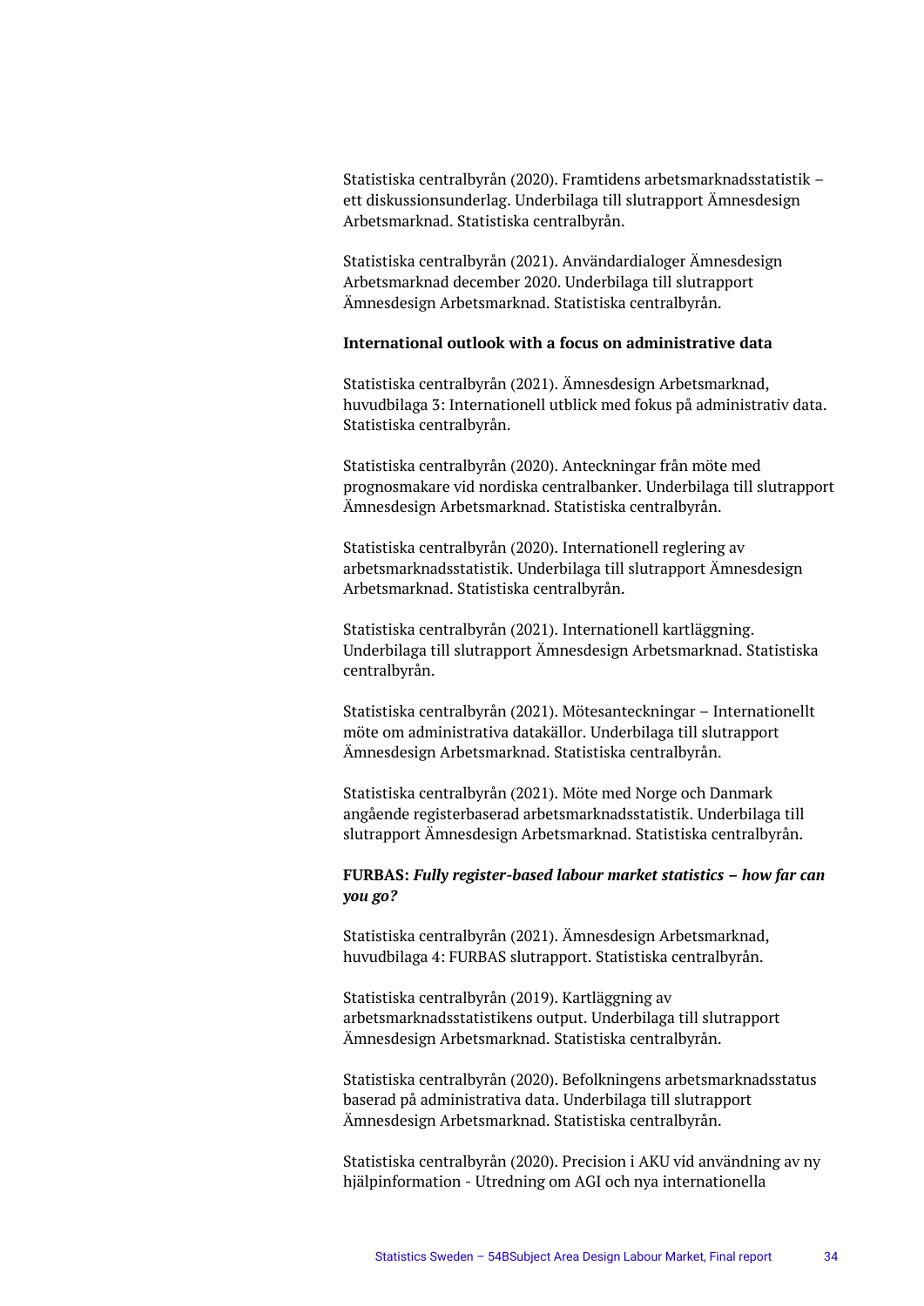Statistiska centralbyrån (2020). Framtidens arbetsmarknadsstatistik – ett diskussionsunderlag. Underbilaga till slutrapport Ämnesdesign Arbetsmarknad. Statistiska centralbyrån.

Statistiska centralbyrån (2021). Användardialoger Ämnesdesign Arbetsmarknad december 2020. Underbilaga till slutrapport Ämnesdesign Arbetsmarknad. Statistiska centralbyrån.

**International outlook with a focus on administrative data**

Statistiska centralbyrån (2021). Ämnesdesign Arbetsmarknad, huvudbilaga 3: Internationell utblick med fokus på administrativ data. Statistiska centralbyrån.

Statistiska centralbyrån (2020). Anteckningar från möte med prognosmakare vid nordiska centralbanker. Underbilaga till slutrapport Ämnesdesign Arbetsmarknad. Statistiska centralbyrån.

Statistiska centralbyrån (2020). Internationell reglering av arbetsmarknadsstatistik. Underbilaga till slutrapport Ämnesdesign Arbetsmarknad. Statistiska centralbyrån.

Statistiska centralbyrån (2021). Internationell kartläggning. Underbilaga till slutrapport Ämnesdesign Arbetsmarknad. Statistiska centralbyrån.

Statistiska centralbyrån (2021). Mötesanteckningar – Internationellt möte om administrativa datakällor. Underbilaga till slutrapport Ämnesdesign Arbetsmarknad. Statistiska centralbyrån.

Statistiska centralbyrån (2021). Möte med Norge och Danmark angående registerbaserad arbetsmarknadsstatistik. Underbilaga till slutrapport Ämnesdesign Arbetsmarknad. Statistiska centralbyrån.

**FURBAS:** ***Fully register-based labour market statistics – how far can you go?***

Statistiska centralbyrån (2021). Ämnesdesign Arbetsmarknad, huvudbilaga 4: FURBAS slutrapport. Statistiska centralbyrån.

Statistiska centralbyrån (2019). Kartläggning av arbetsmarknadsstatistikens output. Underbilaga till slutrapport Ämnesdesign Arbetsmarknad. Statistiska centralbyrån.

Statistiska centralbyrån (2020). Befolkningens arbetsmarknadsstatus baserad på administrativa data. Underbilaga till slutrapport Ämnesdesign Arbetsmarknad. Statistiska centralbyrån.

Statistiska centralbyrån (2020). Precision i AKU vid användning av ny hjälpinformation - Utredning om AGI och nya internationella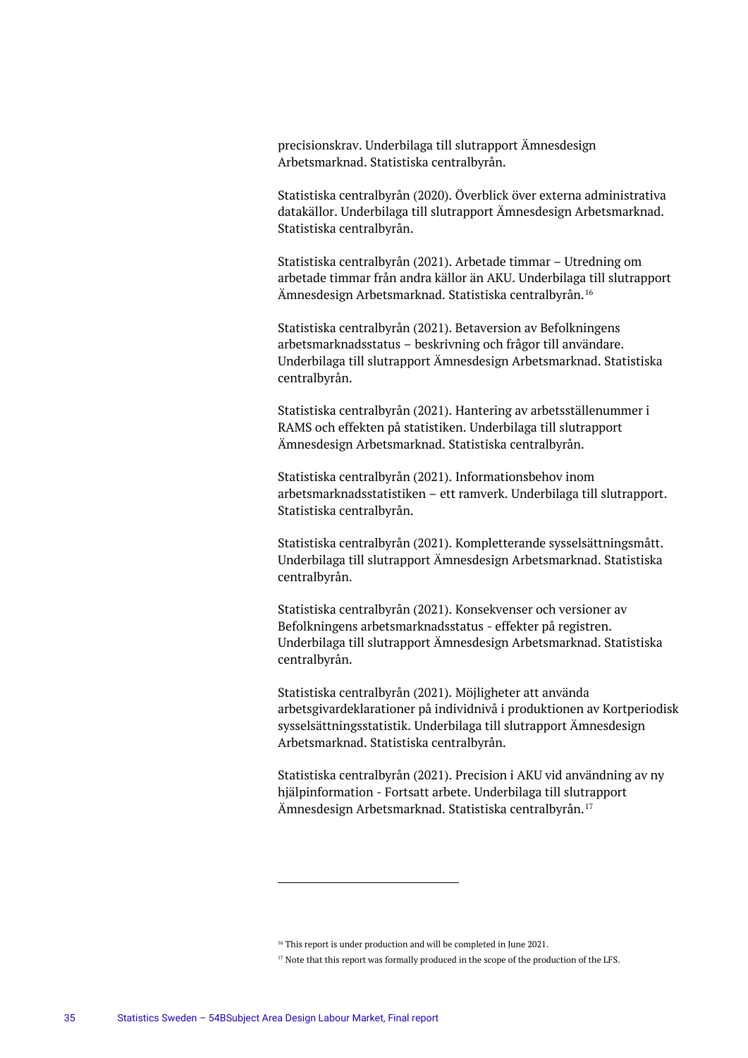precisionskrav. Underbilaga till slutrapport Ämnesdesign Arbetsmarknad. Statistiska centralbyrån.

Statistiska centralbyrån (2020). Överblick över externa administrativa datakällor. Underbilaga till slutrapport Ämnesdesign Arbetsmarknad. Statistiska centralbyrån.

Statistiska centralbyrån (2021). Arbetade timmar – Utredning om arbetade timmar från andra källor än AKU. Underbilaga till slutrapport Ämnesdesign Arbetsmarknad. Statistiska centralbyrån.[16]

Statistiska centralbyrån (2021). Betaversion av Befolkningens arbetsmarknadsstatus – beskrivning och frågor till användare. Underbilaga till slutrapport Ämnesdesign Arbetsmarknad. Statistiska centralbyrån.

Statistiska centralbyrån (2021). Hantering av arbetsställenummer i RAMS och effekten på statistiken. Underbilaga till slutrapport Ämnesdesign Arbetsmarknad. Statistiska centralbyrån.

Statistiska centralbyrån (2021). Informationsbehov inom arbetsmarknadsstatistiken – ett ramverk. Underbilaga till slutrapport. Statistiska centralbyrån.

Statistiska centralbyrån (2021). Kompletterande sysselsättningsmått. Underbilaga till slutrapport Ämnesdesign Arbetsmarknad. Statistiska centralbyrån.

Statistiska centralbyrån (2021). Konsekvenser och versioner av Befolkningens arbetsmarknadsstatus - effekter på registren. Underbilaga till slutrapport Ämnesdesign Arbetsmarknad. Statistiska centralbyrån.

Statistiska centralbyrån (2021). Möjligheter att använda arbetsgivardeklarationer på individnivå i produktionen av Kortperiodisk sysselsättningsstatistik. Underbilaga till slutrapport Ämnesdesign Arbetsmarknad. Statistiska centralbyrån.

Statistiska centralbyrån (2021). Precision i AKU vid användning av ny hjälpinformation - Fortsatt arbete. Underbilaga till slutrapport Ämnesdesign Arbetsmarknad. Statistiska centralbyrån.[17]

---

[16] This report is under production and will be completed in June 2021.

[17] Note that this report was formally produced in the scope of the production of the LFS.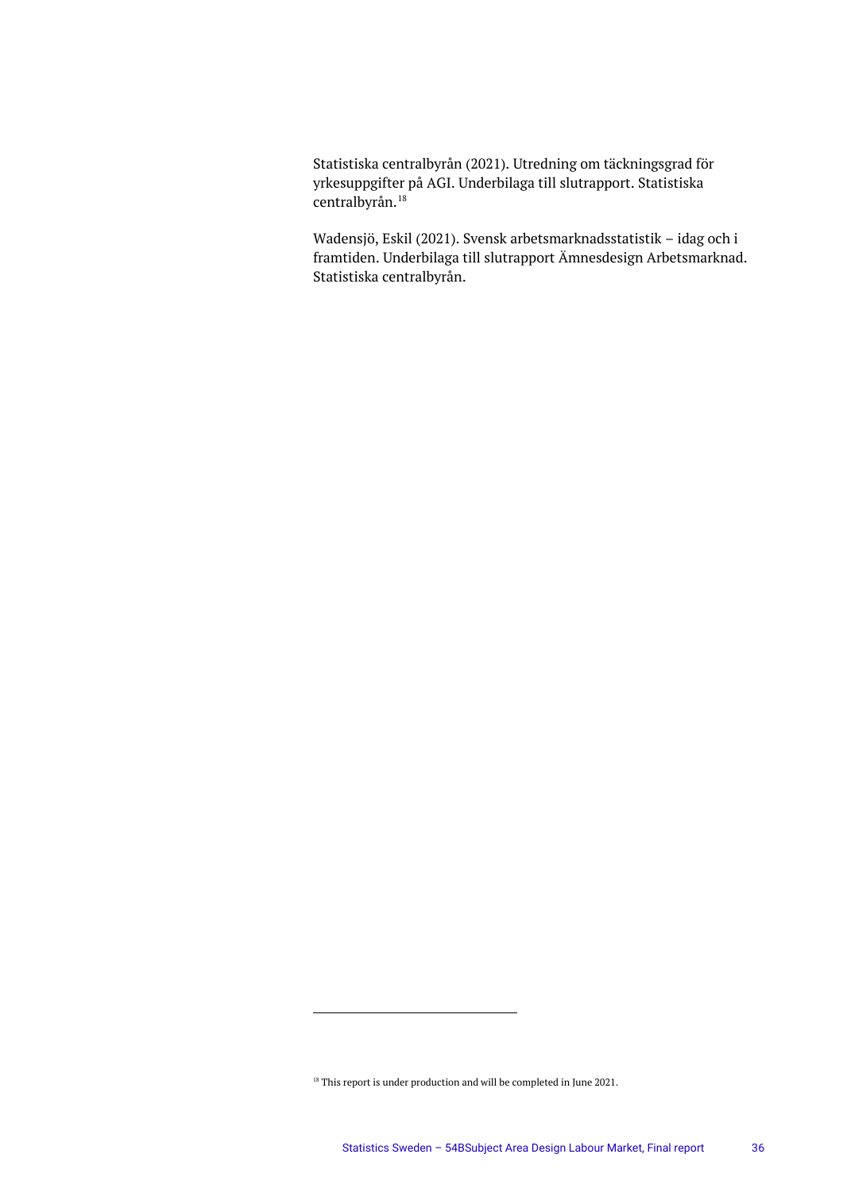Statistiska centralbyrån (2021). Utredning om täckningsgrad för yrkesuppgifter på AGI. Underbilaga till slutrapport. Statistiska centralbyrån.[18]

Wadensjö, Eskil (2021). Svensk arbetsmarknadsstatistik – idag och i framtiden. Underbilaga till slutrapport Ämnesdesign Arbetsmarknad. Statistiska centralbyrån.

[18] This report is under production and will be completed in June 2021.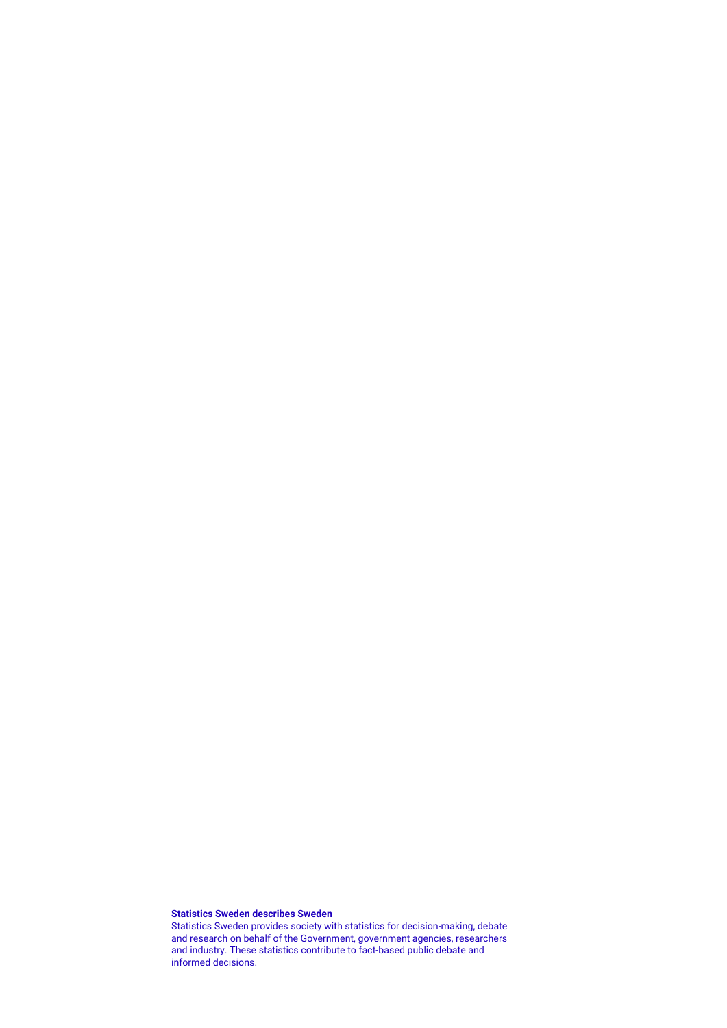**Statistics Sweden describes Sweden**

Statistics Sweden provides society with statistics for decision-making, debate and research on behalf of the Government, government agencies, researchers and industry. These statistics contribute to fact-based public debate and informed decisions.